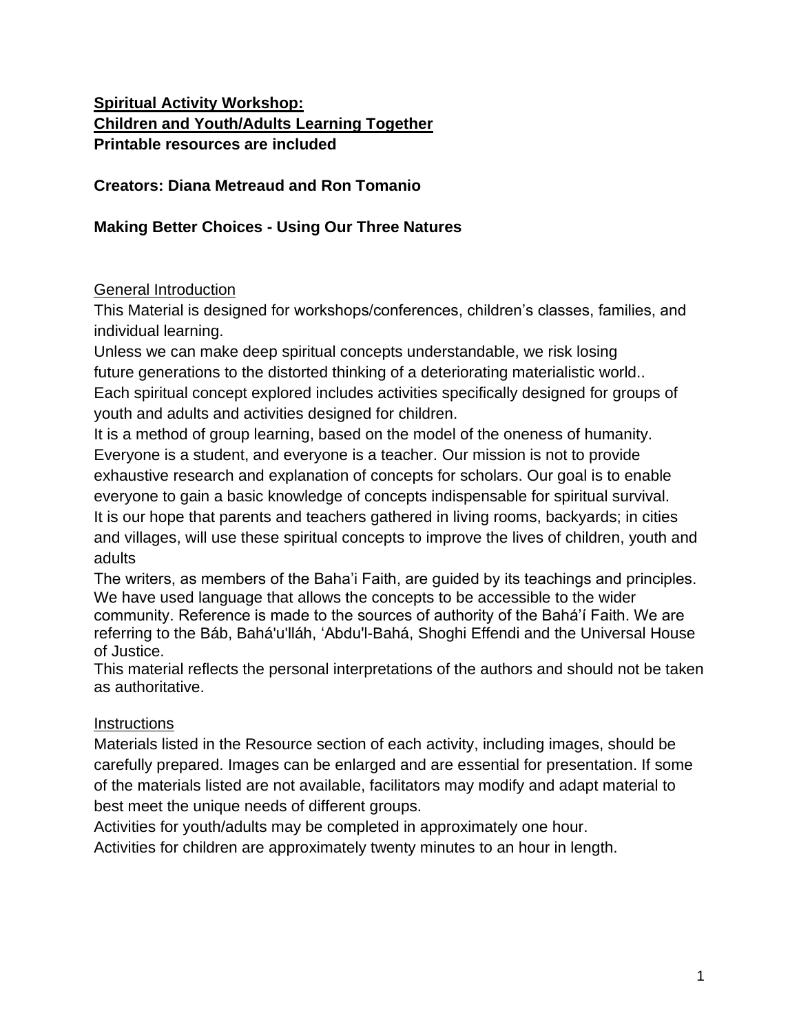**<u>Spiritual Activity Workshop:</u>**
**<u>Children and Youth/Adults Learning Together</u>**
**Printable resources are included**

**Creators: Diana Metreaud and Ron Tomanio**

**Making Better Choices - Using Our Three Natures**

<u>General Introduction</u>

This Material is designed for workshops/conferences, children's classes, families, and individual learning.

Unless we can make deep spiritual concepts understandable, we risk losing future generations to the distorted thinking of a deteriorating materialistic world..

Each spiritual concept explored includes activities specifically designed for groups of youth and adults and activities designed for children.

It is a method of group learning, based on the model of the oneness of humanity. Everyone is a student, and everyone is a teacher. Our mission is not to provide exhaustive research and explanation of concepts for scholars. Our goal is to enable everyone to gain a basic knowledge of concepts indispensable for spiritual survival.

It is our hope that parents and teachers gathered in living rooms, backyards; in cities and villages, will use these spiritual concepts to improve the lives of children, youth and adults

The writers, as members of the Baha'i Faith, are guided by its teachings and principles. We have used language that allows the concepts to be accessible to the wider community. Reference is made to the sources of authority of the Bahá'í Faith. We are referring to the Báb, Bahá'u'lláh, 'Abdu'l-Bahá, Shoghi Effendi and the Universal House of Justice.

This material reflects the personal interpretations of the authors and should not be taken as authoritative.

<u>Instructions</u>

Materials listed in the Resource section of each activity, including images, should be carefully prepared. Images can be enlarged and are essential for presentation. If some of the materials listed are not available, facilitators may modify and adapt material to best meet the unique needs of different groups.

Activities for youth/adults may be completed in approximately one hour.

Activities for children are approximately twenty minutes to an hour in length.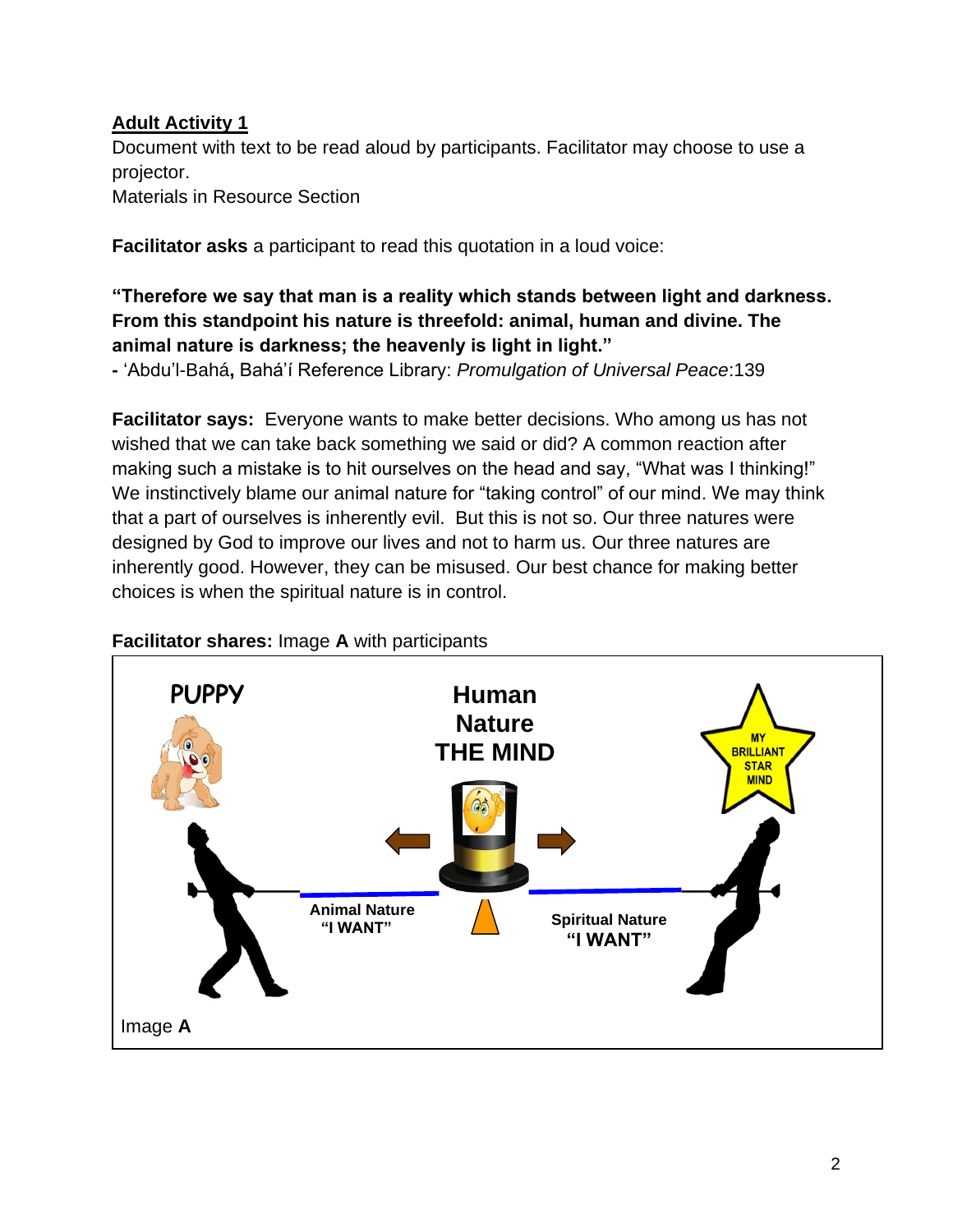**<u>Adult Activity 1</u>**

Document with text to be read aloud by participants. Facilitator may choose to use a projector.

Materials in Resource Section

**Facilitator asks** a participant to read this quotation in a loud voice:

**"Therefore we say that man is a reality which stands between light and darkness. From this standpoint his nature is threefold: animal, human and divine. The animal nature is darkness; the heavenly is light in light."**

**-** 'Abdu'l-Bahá**,** Bahá'í Reference Library: *Promulgation of Universal Peace*:139

**Facilitator says:** Everyone wants to make better decisions. Who among us has not wished that we can take back something we said or did? A common reaction after making such a mistake is to hit ourselves on the head and say, "What was I thinking!" We instinctively blame our animal nature for "taking control" of our mind. We may think that a part of ourselves is inherently evil. But this is not so. Our three natures were designed by God to improve our lives and not to harm us. Our three natures are inherently good. However, they can be misused. Our best chance for making better choices is when the spiritual nature is in control.

**Facilitator shares:** Image **A** with participants

PUPPY

**Human Nature THE MIND**

MY BRILLIANT STAR MIND

**Animal Nature "I WANT"**

**Spiritual Nature "I WANT"**

Image **A**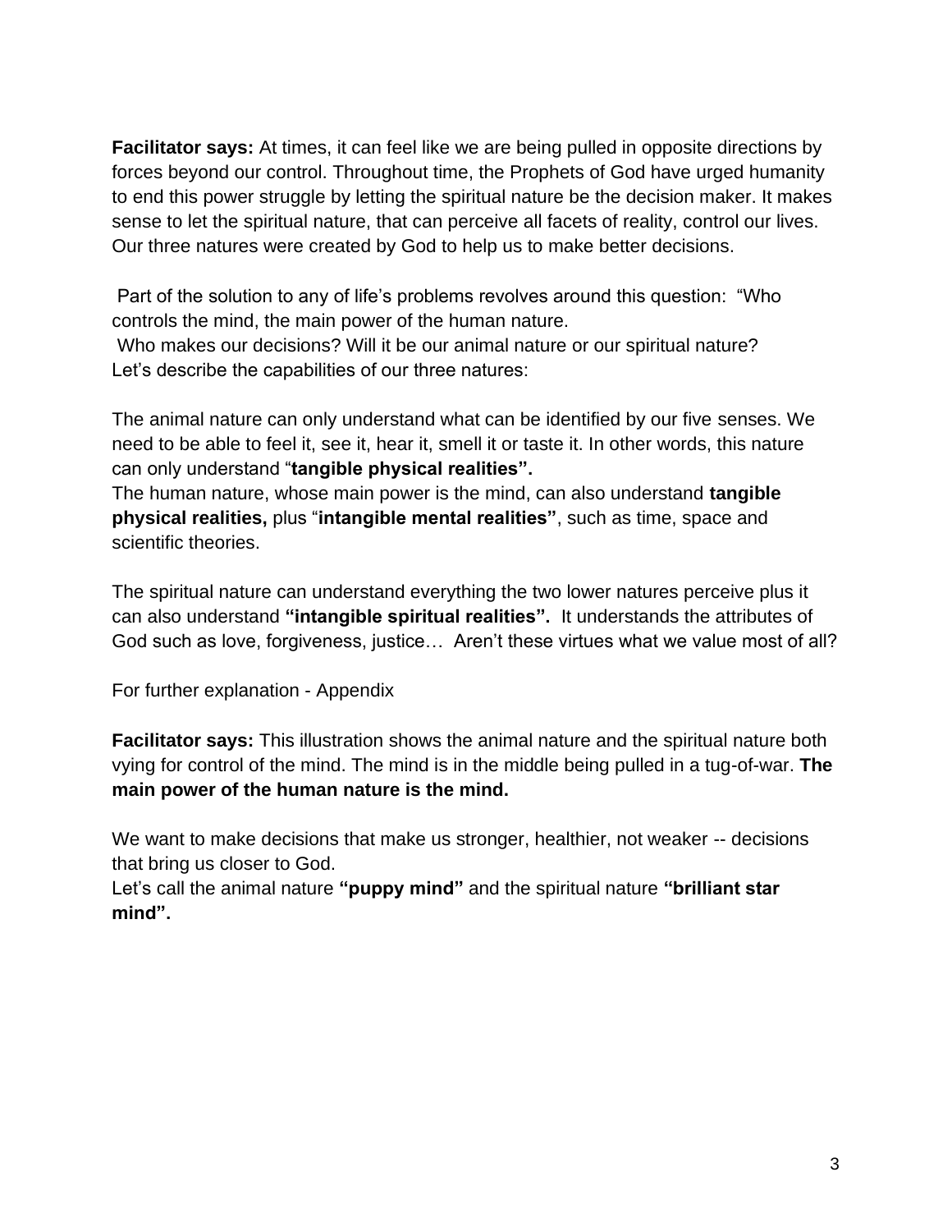**Facilitator says:** At times, it can feel like we are being pulled in opposite directions by forces beyond our control. Throughout time, the Prophets of God have urged humanity to end this power struggle by letting the spiritual nature be the decision maker. It makes sense to let the spiritual nature, that can perceive all facets of reality, control our lives. Our three natures were created by God to help us to make better decisions.

Part of the solution to any of life's problems revolves around this question: "Who controls the mind, the main power of the human nature.
Who makes our decisions? Will it be our animal nature or our spiritual nature?
Let's describe the capabilities of our three natures:

The animal nature can only understand what can be identified by our five senses. We need to be able to feel it, see it, hear it, smell it or taste it. In other words, this nature can only understand "**tangible physical realities".**
The human nature, whose main power is the mind, can also understand **tangible physical realities,** plus "**intangible mental realities"**, such as time, space and scientific theories.

The spiritual nature can understand everything the two lower natures perceive plus it can also understand **"intangible spiritual realities".** It understands the attributes of God such as love, forgiveness, justice… Aren't these virtues what we value most of all?

For further explanation - Appendix

**Facilitator says:** This illustration shows the animal nature and the spiritual nature both vying for control of the mind. The mind is in the middle being pulled in a tug-of-war. **The main power of the human nature is the mind.**

We want to make decisions that make us stronger, healthier, not weaker -- decisions that bring us closer to God.
Let's call the animal nature **"puppy mind"** and the spiritual nature **"brilliant star mind".**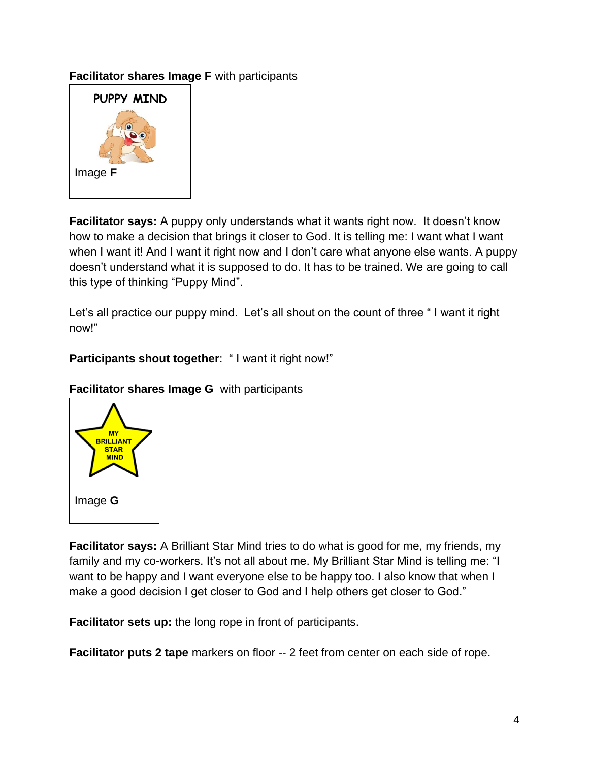**Facilitator shares Image F** with participants

PUPPY MIND

Image **F**

**Facilitator says:** A puppy only understands what it wants right now. It doesn't know how to make a decision that brings it closer to God. It is telling me: I want what I want when I want it! And I want it right now and I don't care what anyone else wants. A puppy doesn't understand what it is supposed to do. It has to be trained. We are going to call this type of thinking "Puppy Mind".

Let's all practice our puppy mind. Let's all shout on the count of three " I want it right now!"

**Participants shout together**: " I want it right now!"

**Facilitator shares Image G** with participants

MY BRILLIANT STAR MIND

Image **G**

**Facilitator says:** A Brilliant Star Mind tries to do what is good for me, my friends, my family and my co-workers. It's not all about me. My Brilliant Star Mind is telling me: "I want to be happy and I want everyone else to be happy too. I also know that when I make a good decision I get closer to God and I help others get closer to God."

**Facilitator sets up:** the long rope in front of participants.

**Facilitator puts 2 tape** markers on floor -- 2 feet from center on each side of rope.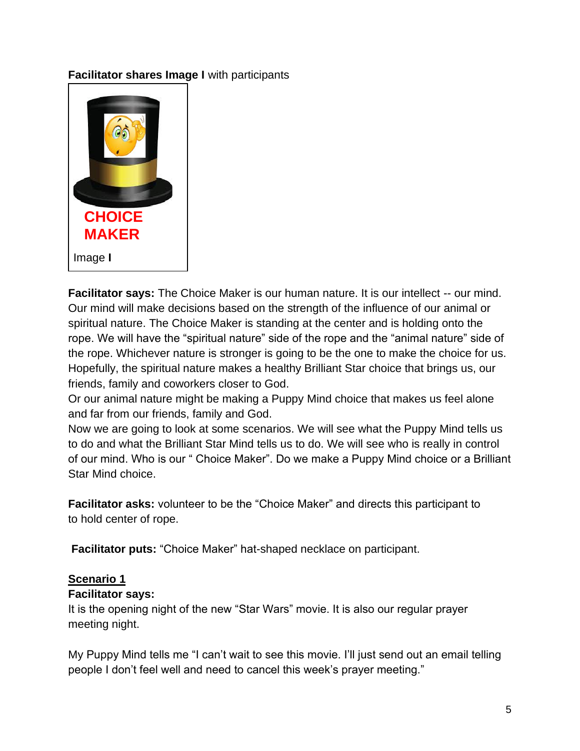**Facilitator shares Image I** with participants

CHOICE MAKER

Image **I**

**Facilitator says:** The Choice Maker is our human nature. It is our intellect -- our mind. Our mind will make decisions based on the strength of the influence of our animal or spiritual nature. The Choice Maker is standing at the center and is holding onto the rope. We will have the "spiritual nature" side of the rope and the "animal nature" side of the rope. Whichever nature is stronger is going to be the one to make the choice for us. Hopefully, the spiritual nature makes a healthy Brilliant Star choice that brings us, our friends, family and coworkers closer to God.
Or our animal nature might be making a Puppy Mind choice that makes us feel alone and far from our friends, family and God.
Now we are going to look at some scenarios. We will see what the Puppy Mind tells us to do and what the Brilliant Star Mind tells us to do. We will see who is really in control of our mind. Who is our " Choice Maker". Do we make a Puppy Mind choice or a Brilliant Star Mind choice.

**Facilitator asks:** volunteer to be the "Choice Maker" and directs this participant to to hold center of rope.

**Facilitator puts:** "Choice Maker" hat-shaped necklace on participant.

**<u>Scenario 1</u>**

**Facilitator says:**

It is the opening night of the new "Star Wars" movie. It is also our regular prayer meeting night.

My Puppy Mind tells me "I can't wait to see this movie. I'll just send out an email telling people I don't feel well and need to cancel this week's prayer meeting."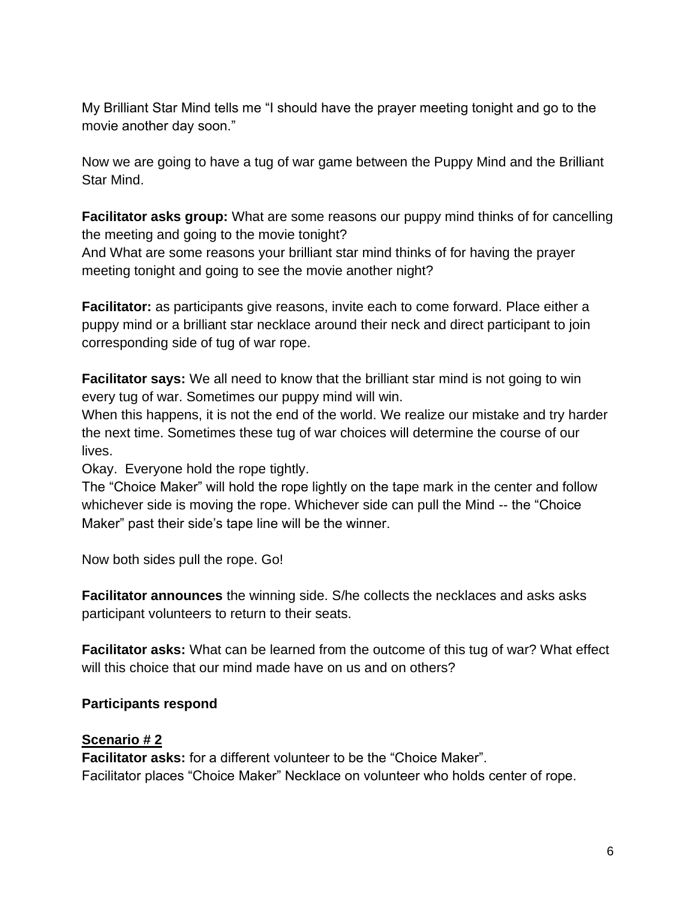My Brilliant Star Mind tells me "I should have the prayer meeting tonight and go to the movie another day soon."

Now we are going to have a tug of war game between the Puppy Mind and the Brilliant Star Mind.

**Facilitator asks group:** What are some reasons our puppy mind thinks of for cancelling the meeting and going to the movie tonight?
And What are some reasons your brilliant star mind thinks of for having the prayer meeting tonight and going to see the movie another night?

**Facilitator:** as participants give reasons, invite each to come forward. Place either a puppy mind or a brilliant star necklace around their neck and direct participant to join corresponding side of tug of war rope.

**Facilitator says:** We all need to know that the brilliant star mind is not going to win every tug of war. Sometimes our puppy mind will win.
When this happens, it is not the end of the world. We realize our mistake and try harder the next time. Sometimes these tug of war choices will determine the course of our lives.
Okay. Everyone hold the rope tightly.
The "Choice Maker" will hold the rope lightly on the tape mark in the center and follow whichever side is moving the rope. Whichever side can pull the Mind -- the "Choice Maker" past their side's tape line will be the winner.

Now both sides pull the rope. Go!

**Facilitator announces** the winning side. S/he collects the necklaces and asks asks participant volunteers to return to their seats.

**Facilitator asks:** What can be learned from the outcome of this tug of war? What effect will this choice that our mind made have on us and on others?

**Participants respond**

**<u>Scenario # 2</u>**
**Facilitator asks:** for a different volunteer to be the "Choice Maker".
Facilitator places "Choice Maker" Necklace on volunteer who holds center of rope.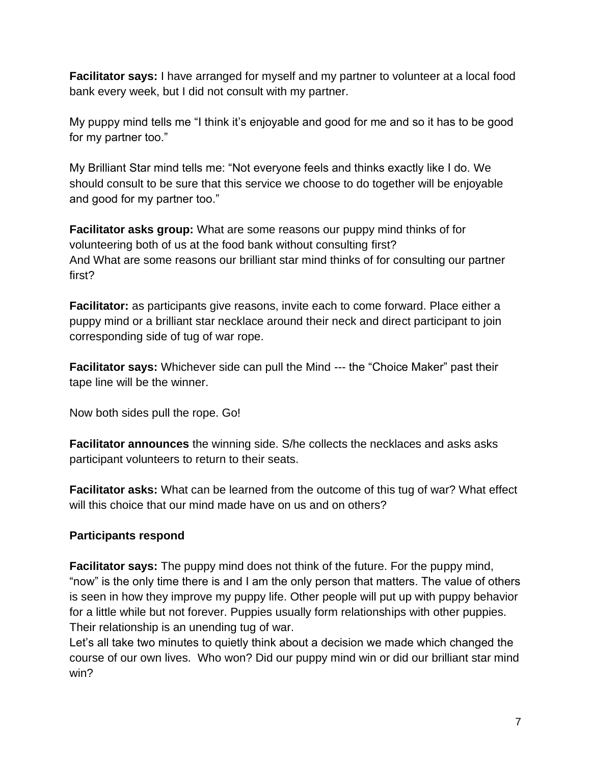**Facilitator says:** I have arranged for myself and my partner to volunteer at a local food bank every week, but I did not consult with my partner.

My puppy mind tells me "I think it's enjoyable and good for me and so it has to be good for my partner too."

My Brilliant Star mind tells me: "Not everyone feels and thinks exactly like I do. We should consult to be sure that this service we choose to do together will be enjoyable and good for my partner too."

**Facilitator asks group:** What are some reasons our puppy mind thinks of for volunteering both of us at the food bank without consulting first?
And What are some reasons our brilliant star mind thinks of for consulting our partner first?

**Facilitator:** as participants give reasons, invite each to come forward. Place either a puppy mind or a brilliant star necklace around their neck and direct participant to join corresponding side of tug of war rope.

**Facilitator says:** Whichever side can pull the Mind --- the "Choice Maker" past their tape line will be the winner.

Now both sides pull the rope. Go!

**Facilitator announces** the winning side. S/he collects the necklaces and asks asks participant volunteers to return to their seats.

**Facilitator asks:** What can be learned from the outcome of this tug of war? What effect will this choice that our mind made have on us and on others?

**Participants respond**

**Facilitator says:** The puppy mind does not think of the future. For the puppy mind, "now" is the only time there is and I am the only person that matters. The value of others is seen in how they improve my puppy life. Other people will put up with puppy behavior for a little while but not forever. Puppies usually form relationships with other puppies. Their relationship is an unending tug of war.
Let's all take two minutes to quietly think about a decision we made which changed the course of our own lives. Who won? Did our puppy mind win or did our brilliant star mind win?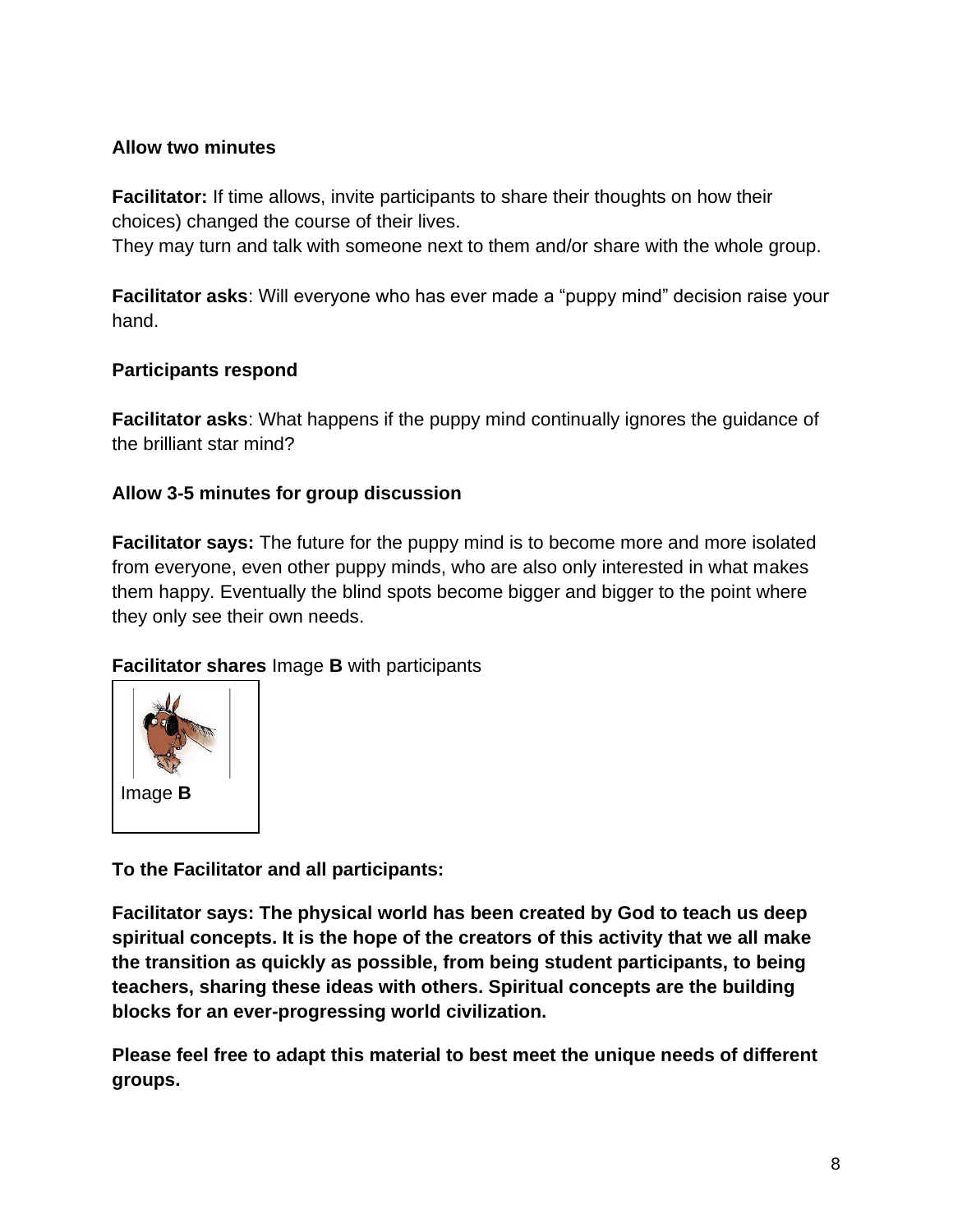**Allow two minutes**

**Facilitator:** If time allows, invite participants to share their thoughts on how their choices) changed the course of their lives.
They may turn and talk with someone next to them and/or share with the whole group.

**Facilitator asks**: Will everyone who has ever made a "puppy mind" decision raise your hand.

**Participants respond**

**Facilitator asks**: What happens if the puppy mind continually ignores the guidance of the brilliant star mind?

**Allow 3-5 minutes for group discussion**

**Facilitator says:** The future for the puppy mind is to become more and more isolated from everyone, even other puppy minds, who are also only interested in what makes them happy. Eventually the blind spots become bigger and bigger to the point where they only see their own needs.

**Facilitator shares** Image **B** with participants

Image **B**

**To the Facilitator and all participants:**

**Facilitator says: The physical world has been created by God to teach us deep spiritual concepts. It is the hope of the creators of this activity that we all make the transition as quickly as possible, from being student participants, to being teachers, sharing these ideas with others. Spiritual concepts are the building blocks for an ever-progressing world civilization.**

**Please feel free to adapt this material to best meet the unique needs of different groups.**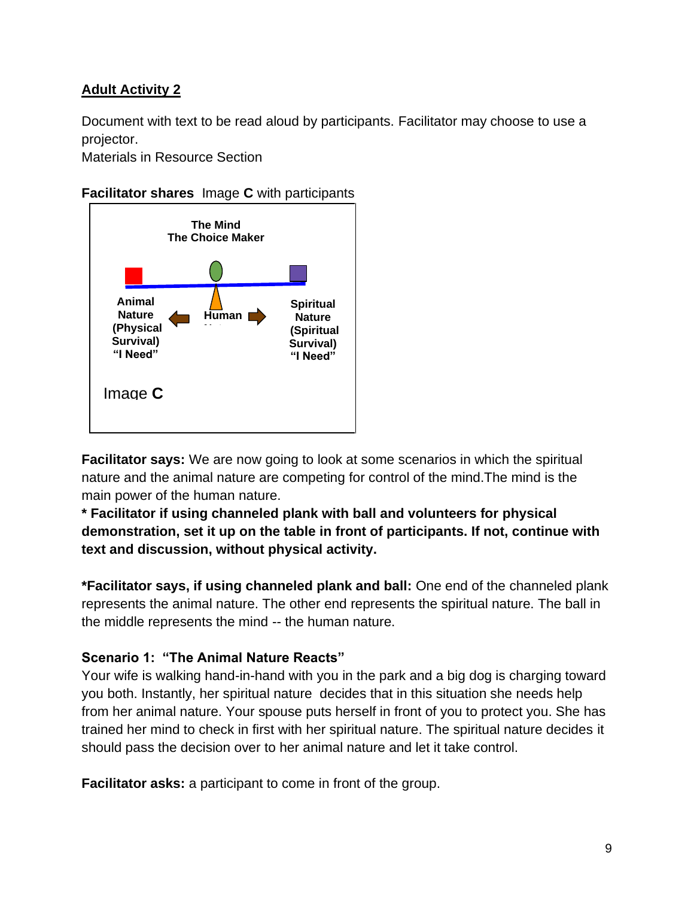## Adult Activity 2

Document with text to be read aloud by participants. Facilitator may choose to use a projector.
Materials in Resource Section

**Facilitator shares** Image **C** with participants

The Mind
The Choice Maker

Animal Nature (Physical Survival) "I Need"

Human

Spiritual Nature (Spiritual Survival) "I Need"

Image **C**

**Facilitator says:** We are now going to look at some scenarios in which the spiritual nature and the animal nature are competing for control of the mind.The mind is the main power of the human nature.

**\* Facilitator if using channeled plank with ball and volunteers for physical demonstration, set it up on the table in front of participants. If not, continue with text and discussion, without physical activity.**

**\*Facilitator says, if using channeled plank and ball:** One end of the channeled plank represents the animal nature. The other end represents the spiritual nature. The ball in the middle represents the mind -- the human nature.

**Scenario 1: "The Animal Nature Reacts"**
Your wife is walking hand-in-hand with you in the park and a big dog is charging toward you both. Instantly, her spiritual nature decides that in this situation she needs help from her animal nature. Your spouse puts herself in front of you to protect you. She has trained her mind to check in first with her spiritual nature. The spiritual nature decides it should pass the decision over to her animal nature and let it take control.

**Facilitator asks:** a participant to come in front of the group.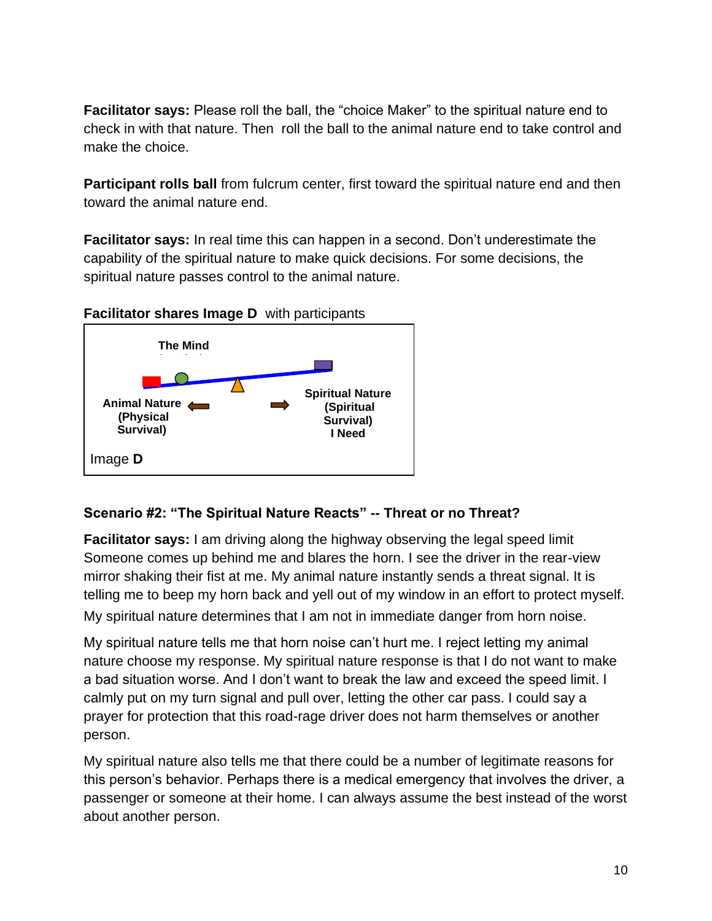**Facilitator says:** Please roll the ball, the “choice Maker” to the spiritual nature end to check in with that nature. Then roll the ball to the animal nature end to take control and make the choice.

**Participant rolls ball** from fulcrum center, first toward the spiritual nature end and then toward the animal nature end.

**Facilitator says:** In real time this can happen in a second. Don’t underestimate the capability of the spiritual nature to make quick decisions. For some decisions, the spiritual nature passes control to the animal nature.

**Facilitator shares Image D** with participants

**The Mind**

**Animal Nature (Physical Survival)**

**Spiritual Nature (Spiritual Survival) I Need**

Image **D**

### Scenario #2: “The Spiritual Nature Reacts” -- Threat or no Threat?

**Facilitator says:** I am driving along the highway observing the legal speed limit Someone comes up behind me and blares the horn. I see the driver in the rear-view mirror shaking their fist at me. My animal nature instantly sends a threat signal. It is telling me to beep my horn back and yell out of my window in an effort to protect myself. My spiritual nature determines that I am not in immediate danger from horn noise.

My spiritual nature tells me that horn noise can’t hurt me. I reject letting my animal nature choose my response. My spiritual nature response is that I do not want to make a bad situation worse. And I don’t want to break the law and exceed the speed limit. I calmly put on my turn signal and pull over, letting the other car pass. I could say a prayer for protection that this road-rage driver does not harm themselves or another person.

My spiritual nature also tells me that there could be a number of legitimate reasons for this person’s behavior. Perhaps there is a medical emergency that involves the driver, a passenger or someone at their home. I can always assume the best instead of the worst about another person.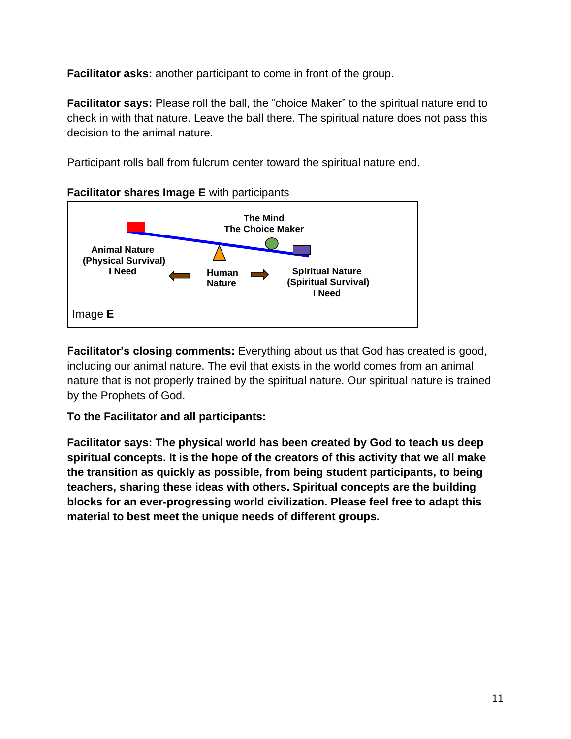**Facilitator asks:** another participant to come in front of the group.

**Facilitator says:** Please roll the ball, the "choice Maker" to the spiritual nature end to check in with that nature. Leave the ball there. The spiritual nature does not pass this decision to the animal nature.

Participant rolls ball from fulcrum center toward the spiritual nature end.

**Facilitator shares Image E** with participants

**The Mind**
**The Choice Maker**

**Animal Nature**
**(Physical Survival)**
**I Need**

**Human Nature**

**Spiritual Nature**
**(Spiritual Survival)**
**I Need**

Image **E**

**Facilitator's closing comments:** Everything about us that God has created is good, including our animal nature. The evil that exists in the world comes from an animal nature that is not properly trained by the spiritual nature. Our spiritual nature is trained by the Prophets of God.

**To the Facilitator and all participants:**

**Facilitator says: The physical world has been created by God to teach us deep spiritual concepts. It is the hope of the creators of this activity that we all make the transition as quickly as possible, from being student participants, to being teachers, sharing these ideas with others. Spiritual concepts are the building blocks for an ever-progressing world civilization. Please feel free to adapt this material to best meet the unique needs of different groups.**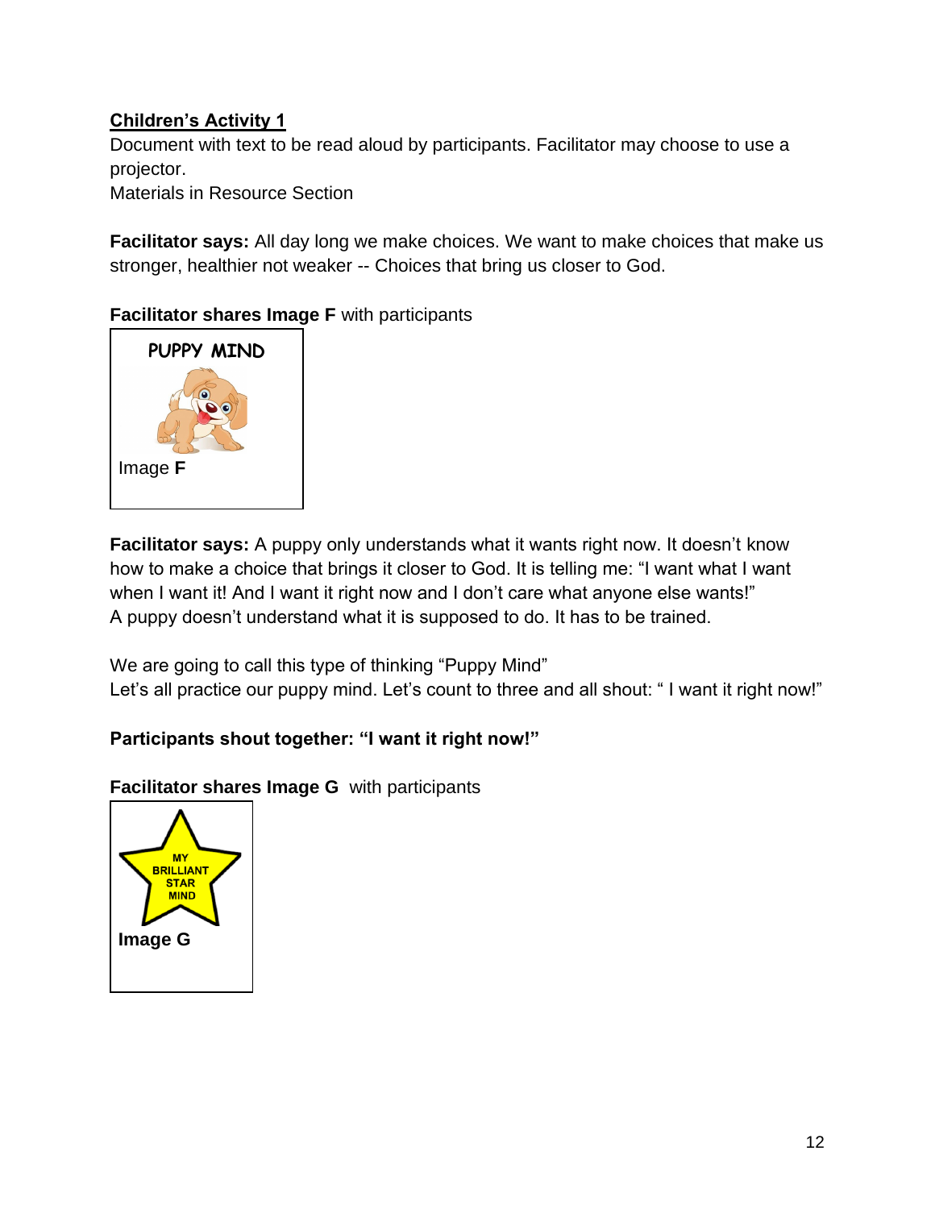**Children's Activity 1**

Document with text to be read aloud by participants. Facilitator may choose to use a projector.
Materials in Resource Section

**Facilitator says:** All day long we make choices. We want to make choices that make us stronger, healthier not weaker -- Choices that bring us closer to God.

**Facilitator shares Image F** with participants

PUPPY MIND

Image **F**

**Facilitator says:** A puppy only understands what it wants right now. It doesn't know how to make a choice that brings it closer to God. It is telling me: "I want what I want when I want it! And I want it right now and I don't care what anyone else wants!"
A puppy doesn't understand what it is supposed to do. It has to be trained.

We are going to call this type of thinking "Puppy Mind"
Let's all practice our puppy mind. Let's count to three and all shout: " I want it right now!"

**Participants shout together: "I want it right now!"**

**Facilitator shares Image G** with participants

MY BRILLIANT STAR MIND

**Image G**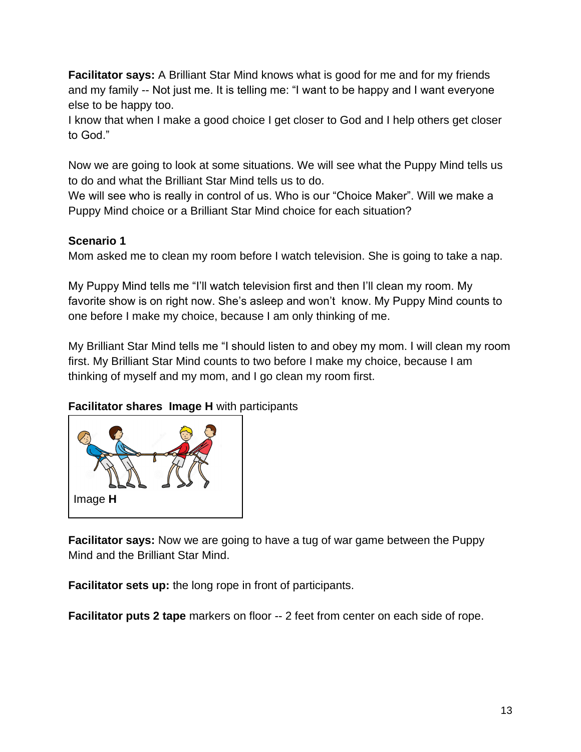**Facilitator says:** A Brilliant Star Mind knows what is good for me and for my friends and my family -- Not just me. It is telling me: "I want to be happy and I want everyone else to be happy too.
I know that when I make a good choice I get closer to God and I help others get closer to God."

Now we are going to look at some situations. We will see what the Puppy Mind tells us to do and what the Brilliant Star Mind tells us to do.
We will see who is really in control of us. Who is our "Choice Maker". Will we make a Puppy Mind choice or a Brilliant Star Mind choice for each situation?

**Scenario 1**
Mom asked me to clean my room before I watch television. She is going to take a nap.

My Puppy Mind tells me "I'll watch television first and then I'll clean my room. My favorite show is on right now. She's asleep and won't know. My Puppy Mind counts to one before I make my choice, because I am only thinking of me.

My Brilliant Star Mind tells me "I should listen to and obey my mom. I will clean my room first. My Brilliant Star Mind counts to two before I make my choice, because I am thinking of myself and my mom, and I go clean my room first.

**Facilitator shares Image H** with participants

Image **H**

**Facilitator says:** Now we are going to have a tug of war game between the Puppy Mind and the Brilliant Star Mind.

**Facilitator sets up:** the long rope in front of participants.

**Facilitator puts 2 tape** markers on floor -- 2 feet from center on each side of rope.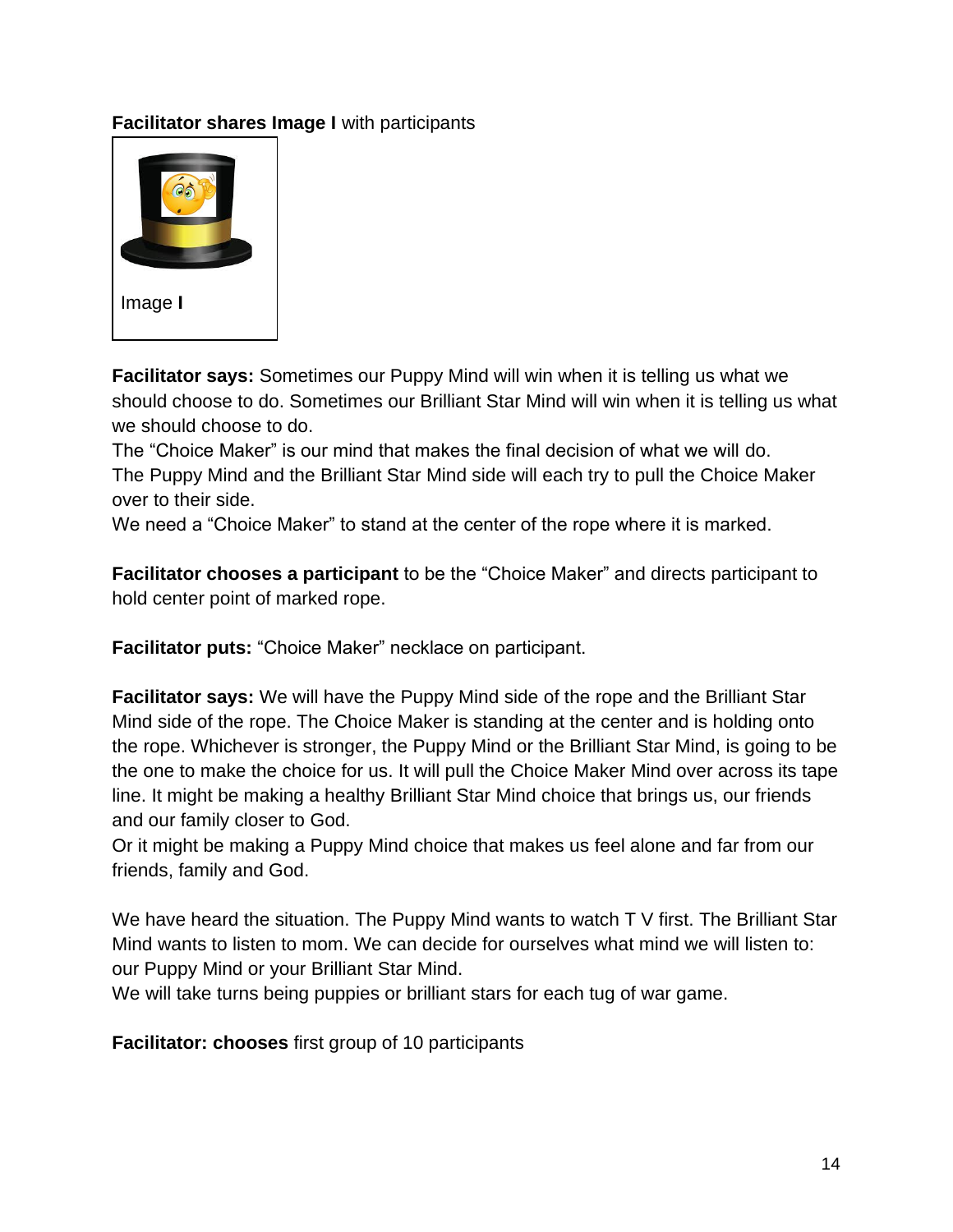**Facilitator shares Image I** with participants

Image **I**

**Facilitator says:** Sometimes our Puppy Mind will win when it is telling us what we should choose to do. Sometimes our Brilliant Star Mind will win when it is telling us what we should choose to do.
The "Choice Maker" is our mind that makes the final decision of what we will do.
The Puppy Mind and the Brilliant Star Mind side will each try to pull the Choice Maker over to their side.
We need a "Choice Maker" to stand at the center of the rope where it is marked.

**Facilitator chooses a participant** to be the "Choice Maker" and directs participant to hold center point of marked rope.

**Facilitator puts:** "Choice Maker" necklace on participant.

**Facilitator says:** We will have the Puppy Mind side of the rope and the Brilliant Star Mind side of the rope. The Choice Maker is standing at the center and is holding onto the rope. Whichever is stronger, the Puppy Mind or the Brilliant Star Mind, is going to be the one to make the choice for us. It will pull the Choice Maker Mind over across its tape line. It might be making a healthy Brilliant Star Mind choice that brings us, our friends and our family closer to God.
Or it might be making a Puppy Mind choice that makes us feel alone and far from our friends, family and God.

We have heard the situation. The Puppy Mind wants to watch T V first. The Brilliant Star Mind wants to listen to mom. We can decide for ourselves what mind we will listen to: our Puppy Mind or your Brilliant Star Mind.
We will take turns being puppies or brilliant stars for each tug of war game.

**Facilitator: chooses** first group of 10 participants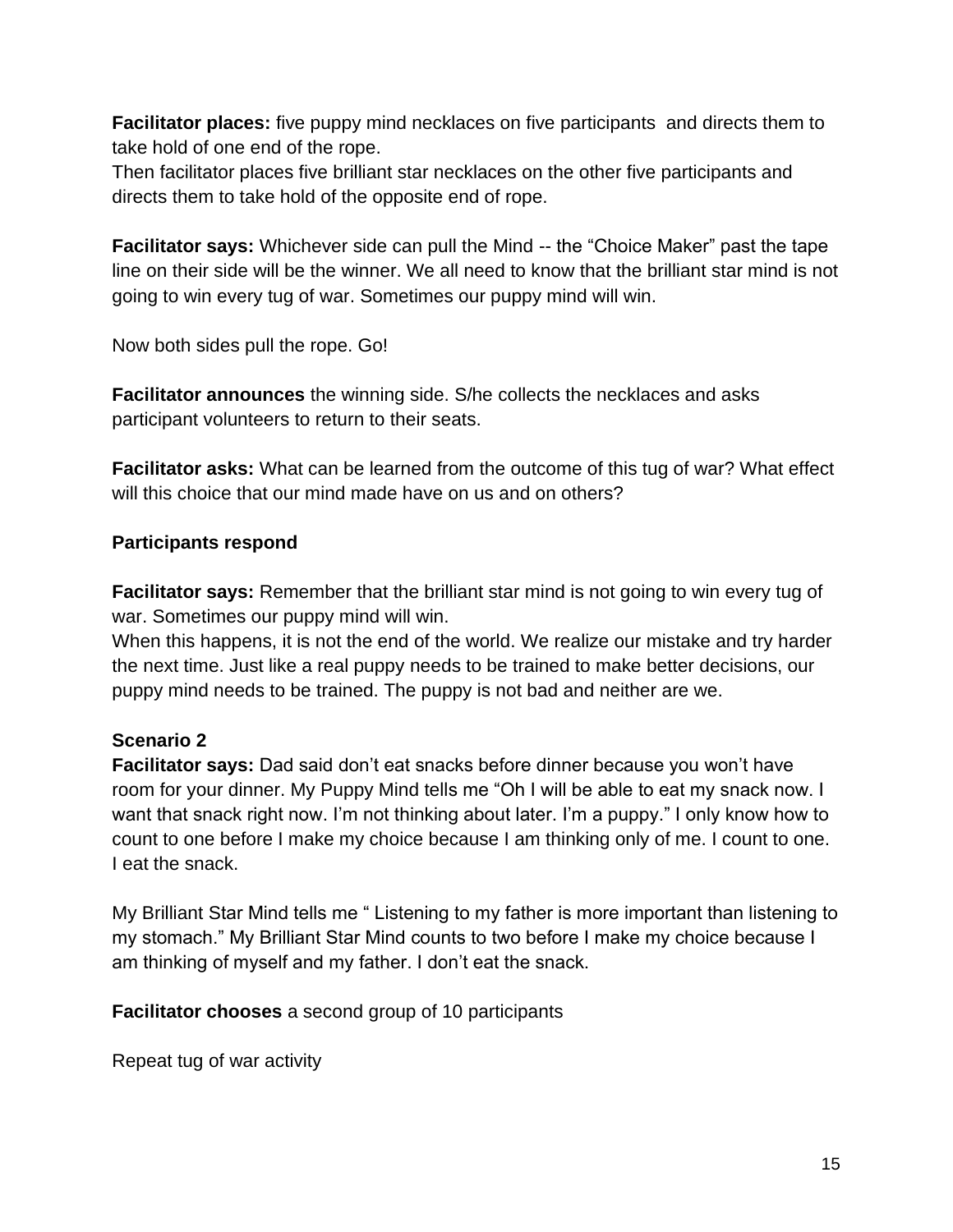**Facilitator places:** five puppy mind necklaces on five participants and directs them to take hold of one end of the rope.
Then facilitator places five brilliant star necklaces on the other five participants and directs them to take hold of the opposite end of rope.

**Facilitator says:** Whichever side can pull the Mind -- the "Choice Maker" past the tape line on their side will be the winner. We all need to know that the brilliant star mind is not going to win every tug of war. Sometimes our puppy mind will win.

Now both sides pull the rope. Go!

**Facilitator announces** the winning side. S/he collects the necklaces and asks participant volunteers to return to their seats.

**Facilitator asks:** What can be learned from the outcome of this tug of war? What effect will this choice that our mind made have on us and on others?

**Participants respond**

**Facilitator says:** Remember that the brilliant star mind is not going to win every tug of war. Sometimes our puppy mind will win.
When this happens, it is not the end of the world. We realize our mistake and try harder the next time. Just like a real puppy needs to be trained to make better decisions, our puppy mind needs to be trained. The puppy is not bad and neither are we.

**Scenario 2**

**Facilitator says:** Dad said don't eat snacks before dinner because you won't have room for your dinner. My Puppy Mind tells me "Oh I will be able to eat my snack now. I want that snack right now. I'm not thinking about later. I'm a puppy." I only know how to count to one before I make my choice because I am thinking only of me. I count to one. I eat the snack.

My Brilliant Star Mind tells me " Listening to my father is more important than listening to my stomach." My Brilliant Star Mind counts to two before I make my choice because I am thinking of myself and my father. I don't eat the snack.

**Facilitator chooses** a second group of 10 participants

Repeat tug of war activity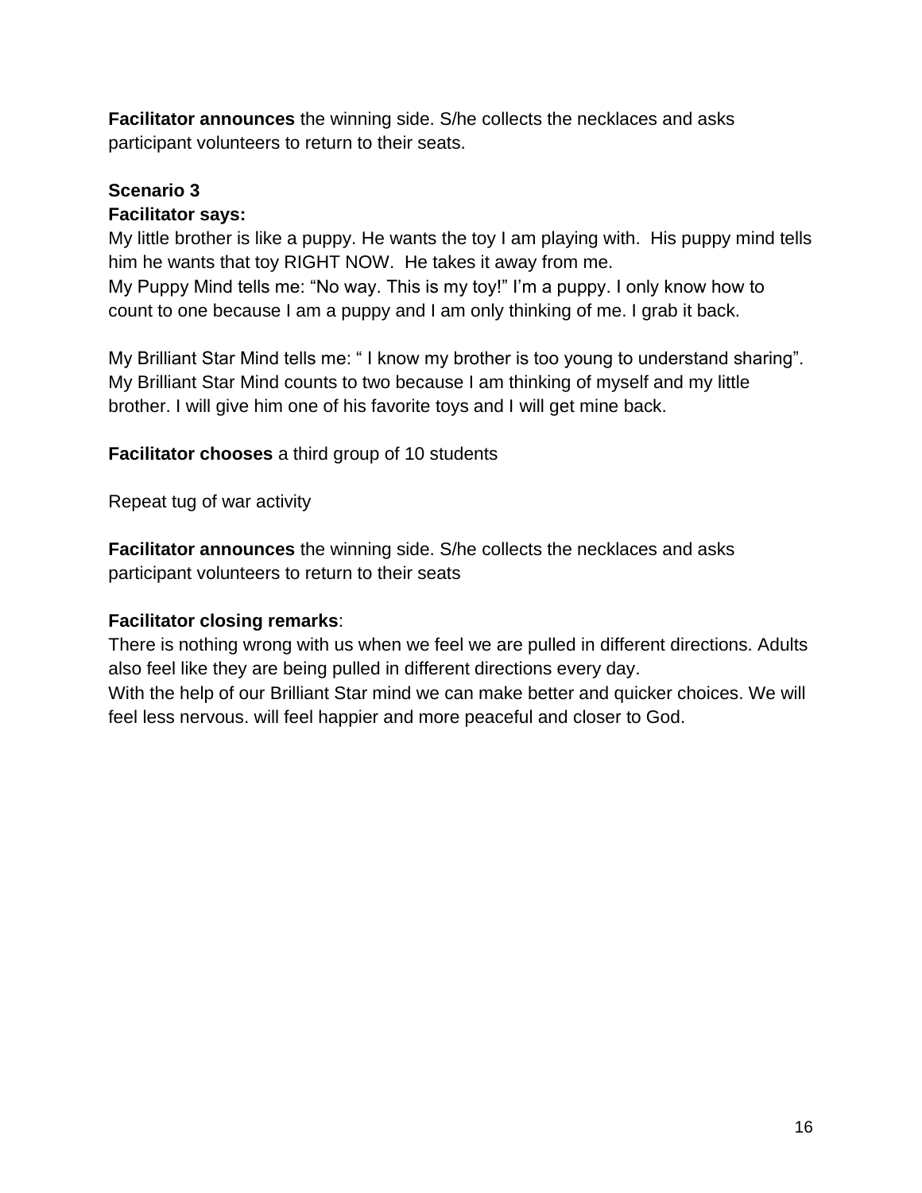**Facilitator announces** the winning side. S/he collects the necklaces and asks participant volunteers to return to their seats.

**Scenario 3**

**Facilitator says:**

My little brother is like a puppy. He wants the toy I am playing with. His puppy mind tells him he wants that toy RIGHT NOW. He takes it away from me.
My Puppy Mind tells me: "No way. This is my toy!" I'm a puppy. I only know how to count to one because I am a puppy and I am only thinking of me. I grab it back.

My Brilliant Star Mind tells me: " I know my brother is too young to understand sharing". My Brilliant Star Mind counts to two because I am thinking of myself and my little brother. I will give him one of his favorite toys and I will get mine back.

**Facilitator chooses** a third group of 10 students

Repeat tug of war activity

**Facilitator announces** the winning side. S/he collects the necklaces and asks participant volunteers to return to their seats

**Facilitator closing remarks**:

There is nothing wrong with us when we feel we are pulled in different directions. Adults also feel like they are being pulled in different directions every day.
With the help of our Brilliant Star mind we can make better and quicker choices. We will feel less nervous. will feel happier and more peaceful and closer to God.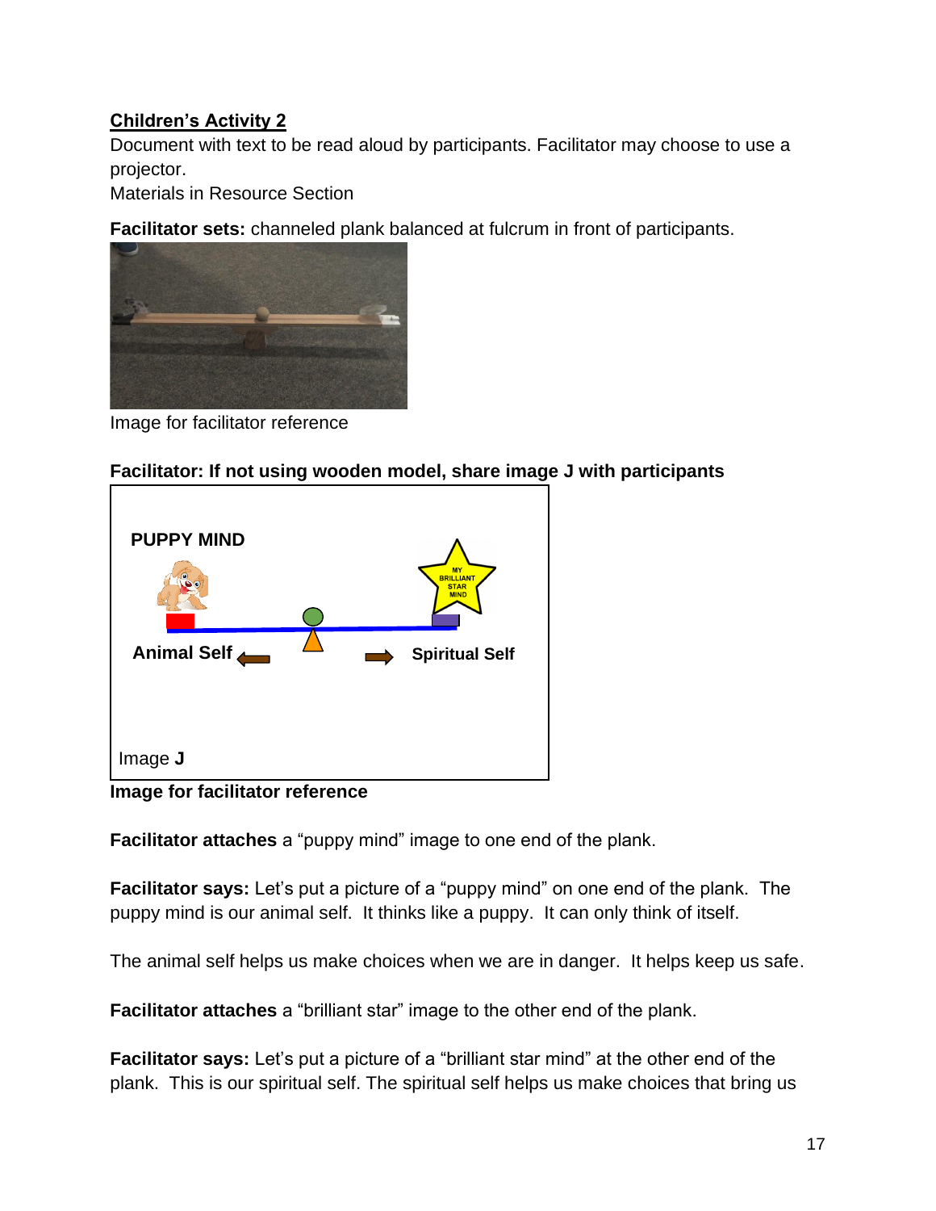**Children's Activity 2**

Document with text to be read aloud by participants. Facilitator may choose to use a projector.

Materials in Resource Section

**Facilitator sets:** channeled plank balanced at fulcrum in front of participants.

Image for facilitator reference

**Facilitator: If not using wooden model, share image J with participants**

**Image for facilitator reference**

**Facilitator attaches** a "puppy mind" image to one end of the plank.

**Facilitator says:** Let's put a picture of a "puppy mind" on one end of the plank. The puppy mind is our animal self. It thinks like a puppy. It can only think of itself.

The animal self helps us make choices when we are in danger. It helps keep us safe.

**Facilitator attaches** a "brilliant star" image to the other end of the plank.

**Facilitator says:** Let's put a picture of a "brilliant star mind" at the other end of the plank. This is our spiritual self. The spiritual self helps us make choices that bring us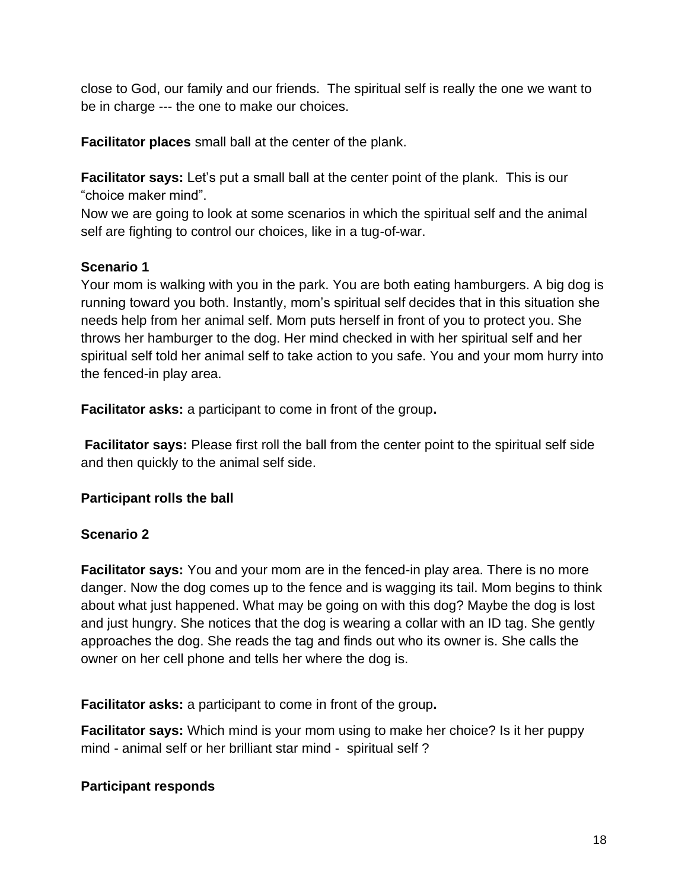close to God, our family and our friends. The spiritual self is really the one we want to be in charge --- the one to make our choices.

**Facilitator places** small ball at the center of the plank.

**Facilitator says:** Let's put a small ball at the center point of the plank. This is our "choice maker mind".
Now we are going to look at some scenarios in which the spiritual self and the animal self are fighting to control our choices, like in a tug-of-war.

**Scenario 1**
Your mom is walking with you in the park. You are both eating hamburgers. A big dog is running toward you both. Instantly, mom's spiritual self decides that in this situation she needs help from her animal self. Mom puts herself in front of you to protect you. She throws her hamburger to the dog. Her mind checked in with her spiritual self and her spiritual self told her animal self to take action to you safe. You and your mom hurry into the fenced-in play area.

**Facilitator asks:** a participant to come in front of the group**.**

**Facilitator says:** Please first roll the ball from the center point to the spiritual self side and then quickly to the animal self side.

**Participant rolls the ball**

**Scenario 2**

**Facilitator says:** You and your mom are in the fenced-in play area. There is no more danger. Now the dog comes up to the fence and is wagging its tail. Mom begins to think about what just happened. What may be going on with this dog? Maybe the dog is lost and just hungry. She notices that the dog is wearing a collar with an ID tag. She gently approaches the dog. She reads the tag and finds out who its owner is. She calls the owner on her cell phone and tells her where the dog is.

**Facilitator asks:** a participant to come in front of the group**.**

**Facilitator says:** Which mind is your mom using to make her choice? Is it her puppy mind - animal self or her brilliant star mind - spiritual self ?

**Participant responds**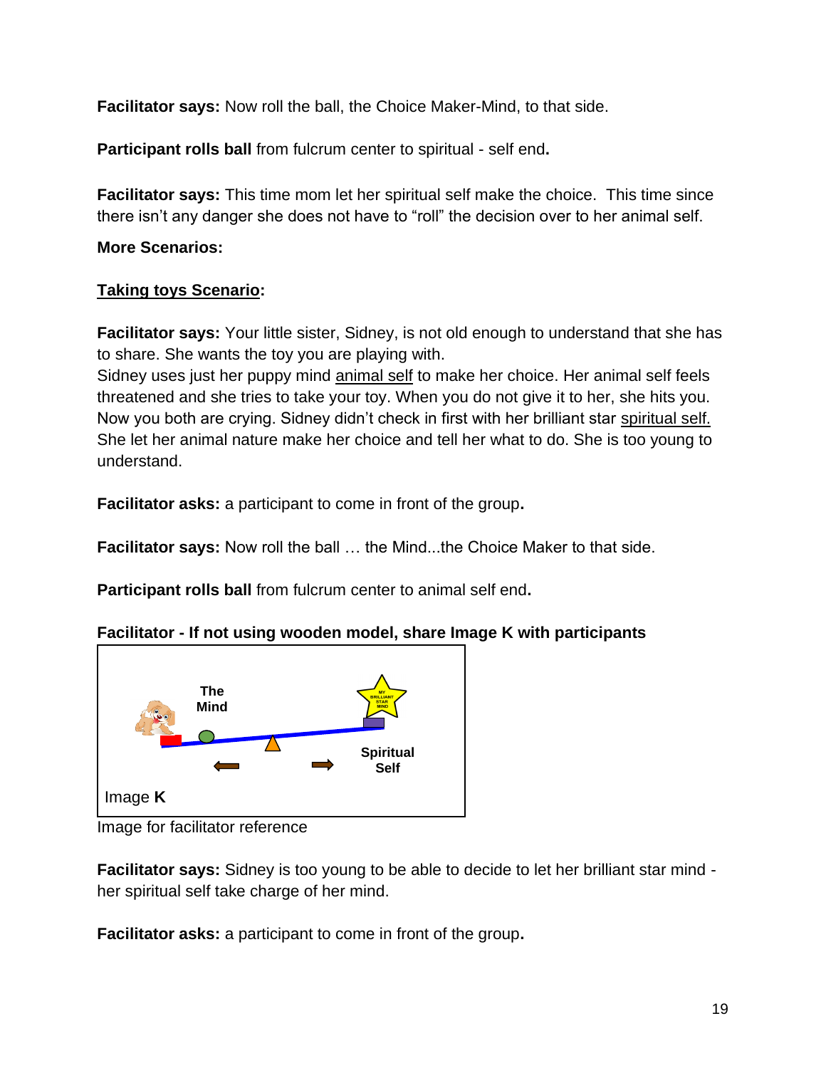**Facilitator says:** Now roll the ball, the Choice Maker-Mind, to that side.

**Participant rolls ball** from fulcrum center to spiritual - self end**.**

**Facilitator says:** This time mom let her spiritual self make the choice. This time since there isn't any danger she does not have to "roll" the decision over to her animal self.

**More Scenarios:**

**Taking toys Scenario:**

**Facilitator says:** Your little sister, Sidney, is not old enough to understand that she has to share. She wants the toy you are playing with.
Sidney uses just her puppy mind animal self to make her choice. Her animal self feels threatened and she tries to take your toy. When you do not give it to her, she hits you. Now you both are crying. Sidney didn't check in first with her brilliant star spiritual self. She let her animal nature make her choice and tell her what to do. She is too young to understand.

**Facilitator asks:** a participant to come in front of the group**.**

**Facilitator says:** Now roll the ball … the Mind...the Choice Maker to that side.

**Participant rolls ball** from fulcrum center to animal self end**.**

**Facilitator - If not using wooden model, share Image K with participants**

The Mind

MY BRILLIANT STAR MIND

Spiritual Self

Image **K**

Image for facilitator reference

**Facilitator says:** Sidney is too young to be able to decide to let her brilliant star mind - her spiritual self take charge of her mind.

**Facilitator asks:** a participant to come in front of the group**.**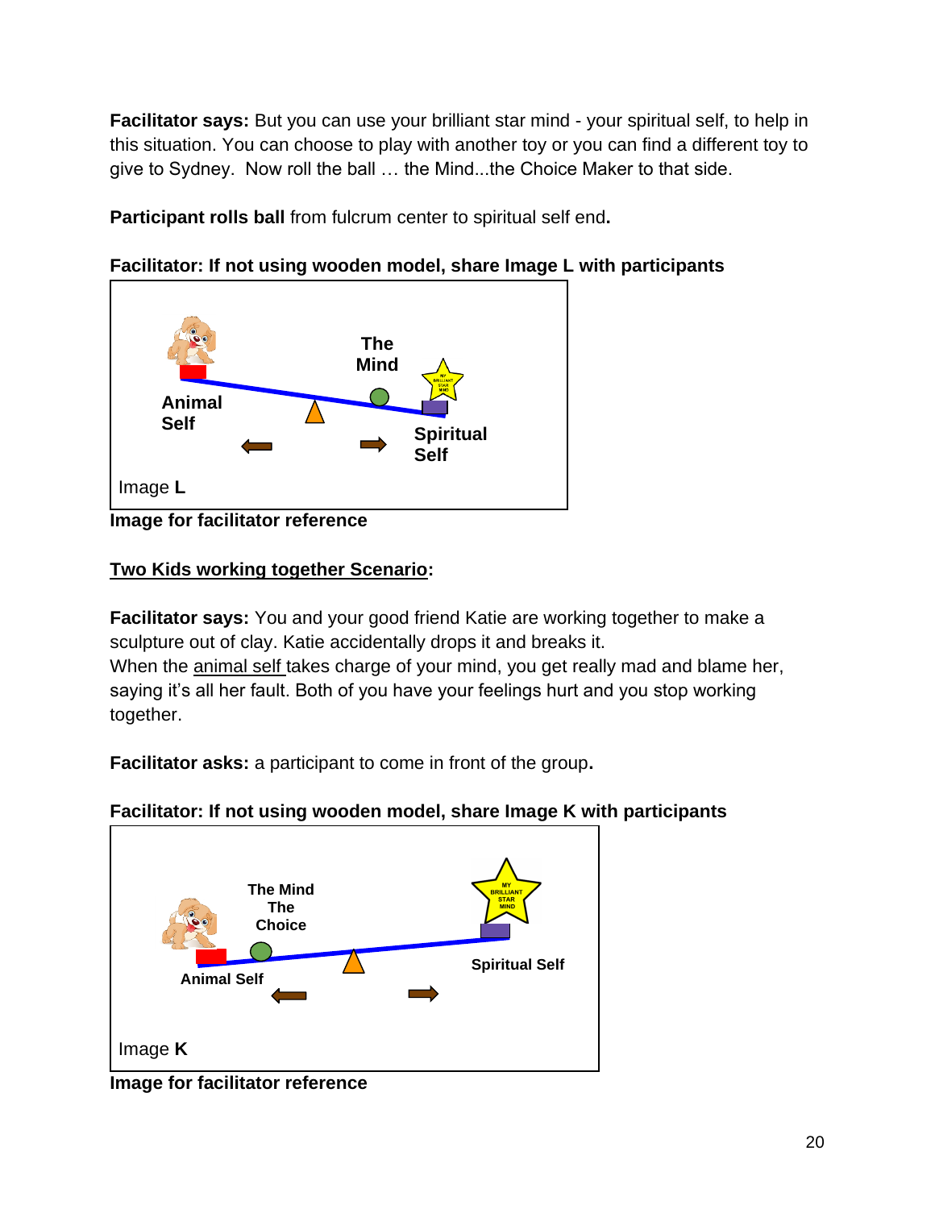**Facilitator says:** But you can use your brilliant star mind - your spiritual self, to help in this situation. You can choose to play with another toy or you can find a different toy to give to Sydney. Now roll the ball … the Mind...the Choice Maker to that side.

**Participant rolls ball** from fulcrum center to spiritual self end**.**

**Facilitator: If not using wooden model, share Image L with participants**

Animal Self

The Mind

Spiritual Self

Image **L**

**Image for facilitator reference**

**<u>Two Kids working together Scenario</u>:**

**Facilitator says:** You and your good friend Katie are working together to make a sculpture out of clay. Katie accidentally drops it and breaks it.
When the <u>animal self</u> takes charge of your mind, you get really mad and blame her, saying it's all her fault. Both of you have your feelings hurt and you stop working together.

**Facilitator asks:** a participant to come in front of the group**.**

**Facilitator: If not using wooden model, share Image K with participants**

The Mind
The
Choice

Animal Self

Spiritual Self

Image **K**

**Image for facilitator reference**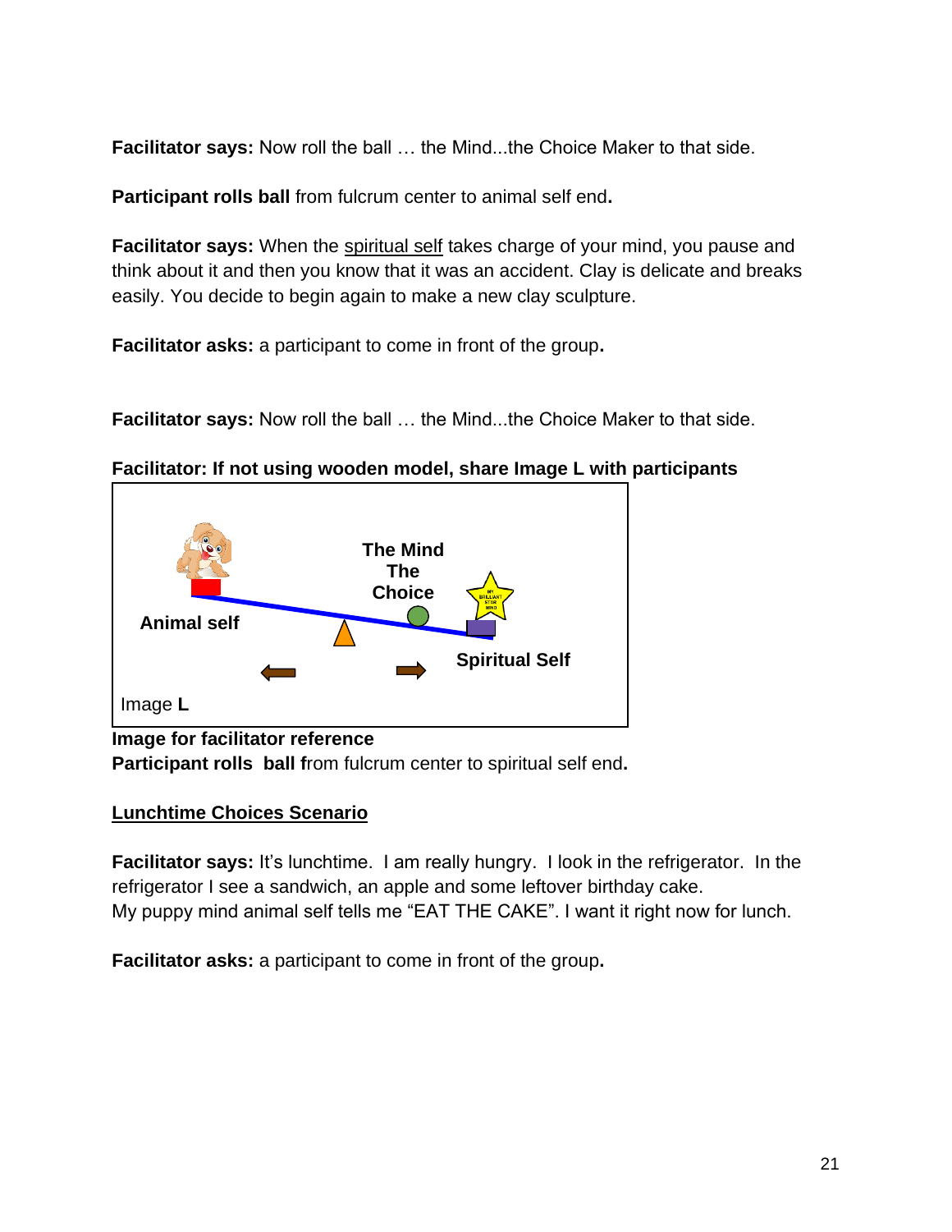**Facilitator says:** Now roll the ball … the Mind...the Choice Maker to that side.

**Participant rolls ball** from fulcrum center to animal self end**.**

**Facilitator says:** When the spiritual self takes charge of your mind, you pause and think about it and then you know that it was an accident. Clay is delicate and breaks easily. You decide to begin again to make a new clay sculpture.

**Facilitator asks:** a participant to come in front of the group**.**

**Facilitator says:** Now roll the ball … the Mind...the Choice Maker to that side.

**Facilitator: If not using wooden model, share Image L with participants**

Animal self

The Mind
The
Choice

Spiritual Self

Image **L**

**Image for facilitator reference**
**Participant rolls ball f**rom fulcrum center to spiritual self end**.**

**Lunchtime Choices Scenario**

**Facilitator says:** It's lunchtime. I am really hungry. I look in the refrigerator. In the refrigerator I see a sandwich, an apple and some leftover birthday cake.
My puppy mind animal self tells me "EAT THE CAKE". I want it right now for lunch.

**Facilitator asks:** a participant to come in front of the group**.**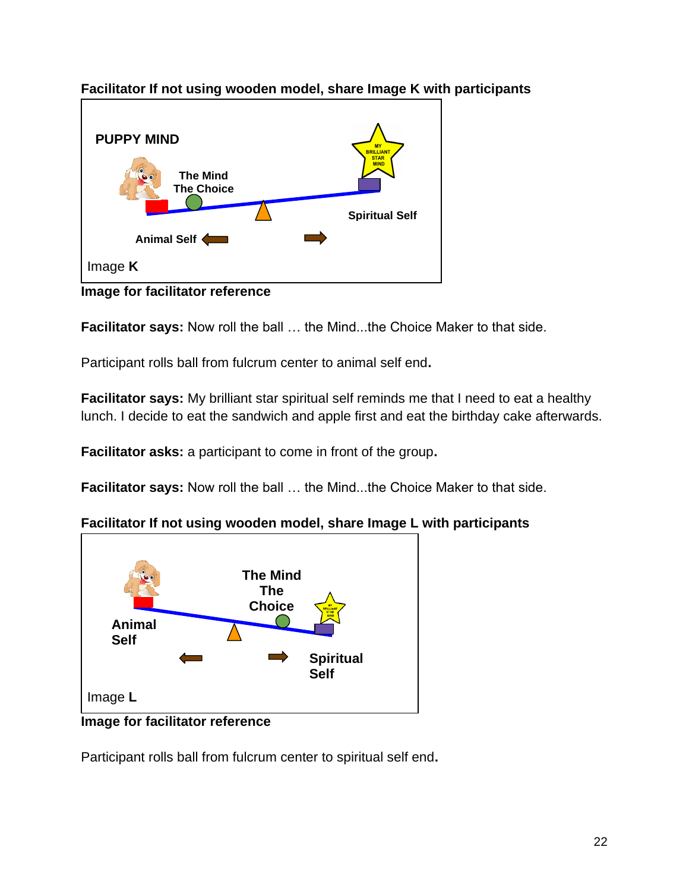**Facilitator If not using wooden model, share Image K with participants**

PUPPY MIND

The Mind
The Choice

Spiritual Self

Animal Self

Image **K**

**Image for facilitator reference**

**Facilitator says:** Now roll the ball … the Mind...the Choice Maker to that side.

Participant rolls ball from fulcrum center to animal self end**.**

**Facilitator says:** My brilliant star spiritual self reminds me that I need to eat a healthy lunch. I decide to eat the sandwich and apple first and eat the birthday cake afterwards.

**Facilitator asks:** a participant to come in front of the group**.**

**Facilitator says:** Now roll the ball … the Mind...the Choice Maker to that side.

**Facilitator If not using wooden model, share Image L with participants**

The Mind
The Choice

Animal Self

Spiritual Self

Image **L**

**Image for facilitator reference**

Participant rolls ball from fulcrum center to spiritual self end**.**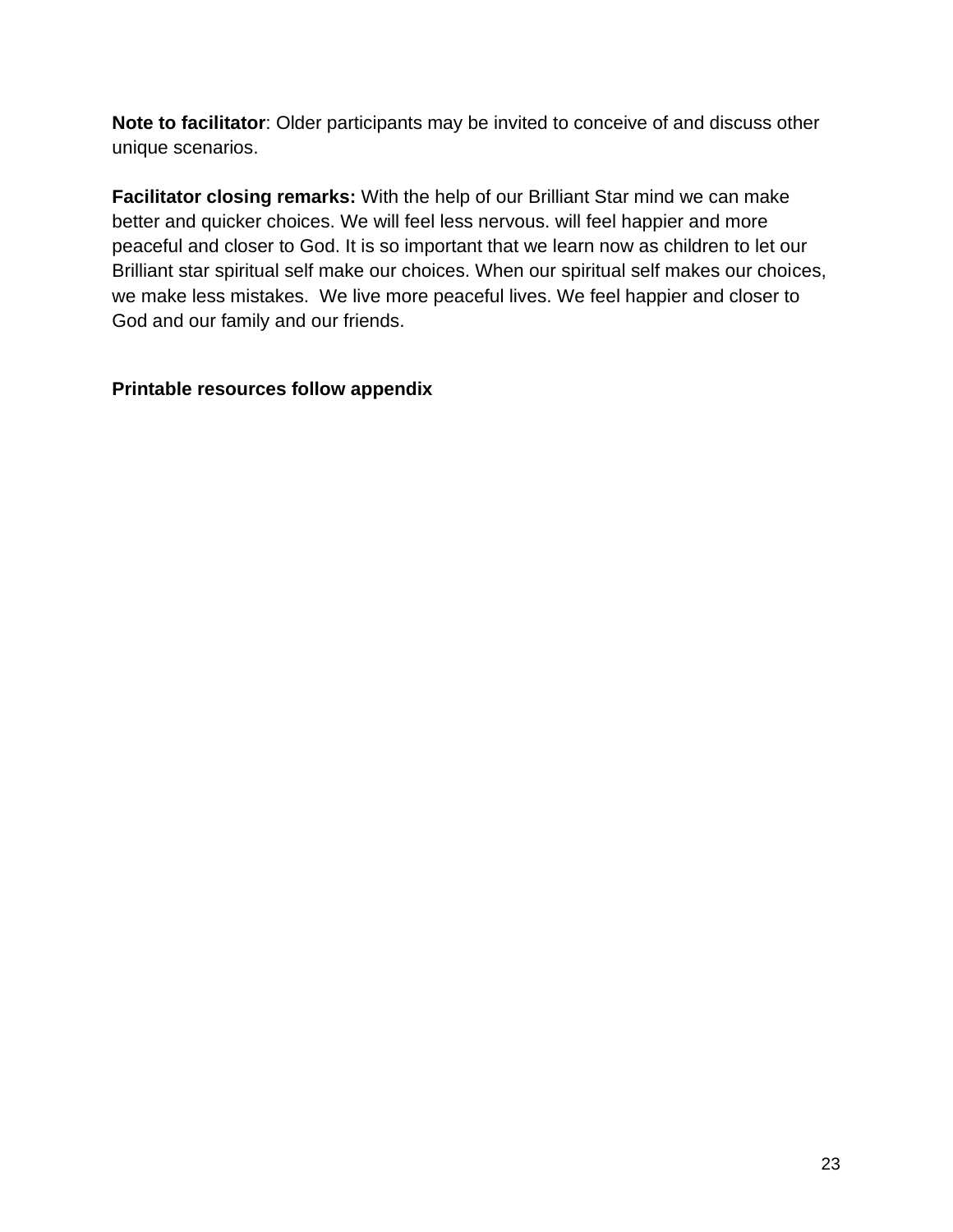**Note to facilitator**: Older participants may be invited to conceive of and discuss other unique scenarios.

**Facilitator closing remarks:** With the help of our Brilliant Star mind we can make better and quicker choices. We will feel less nervous. will feel happier and more peaceful and closer to God. It is so important that we learn now as children to let our Brilliant star spiritual self make our choices. When our spiritual self makes our choices, we make less mistakes. We live more peaceful lives. We feel happier and closer to God and our family and our friends.

**Printable resources follow appendix**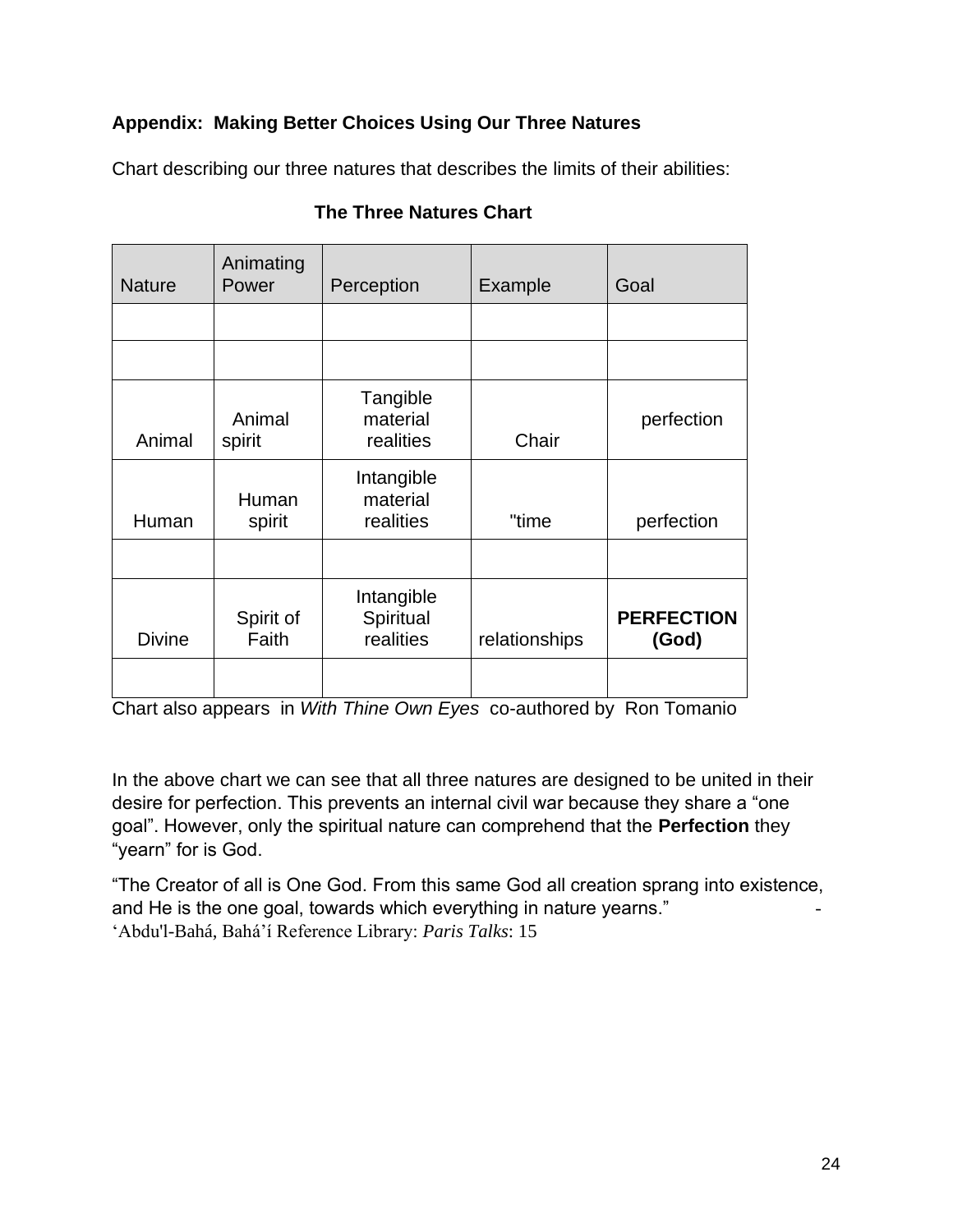**Appendix: Making Better Choices Using Our Three Natures**

Chart describing our three natures that describes the limits of their abilities:

**The Three Natures Chart**

| Nature | Animating Power | Perception | Example | Goal |
|---|---|---|---|---|
| | | | | |
| | | | | |
| Animal | Animal spirit | Tangible material realities | Chair | perfection |
| Human | Human spirit | Intangible material realities | "time | perfection |
| | | | | |
| Divine | Spirit of Faith | Intangible Spiritual realities | relationships | **PERFECTION (God)** |
| | | | | |

Chart also appears in *With Thine Own Eyes* co-authored by Ron Tomanio

In the above chart we can see that all three natures are designed to be united in their desire for perfection. This prevents an internal civil war because they share a "one goal". However, only the spiritual nature can comprehend that the **Perfection** they "yearn" for is God.

"The Creator of all is One God. From this same God all creation sprang into existence, and He is the one goal, towards which everything in nature yearns." - 'Abdu'l-Bahá, Bahá'í Reference Library: *Paris Talks*: 15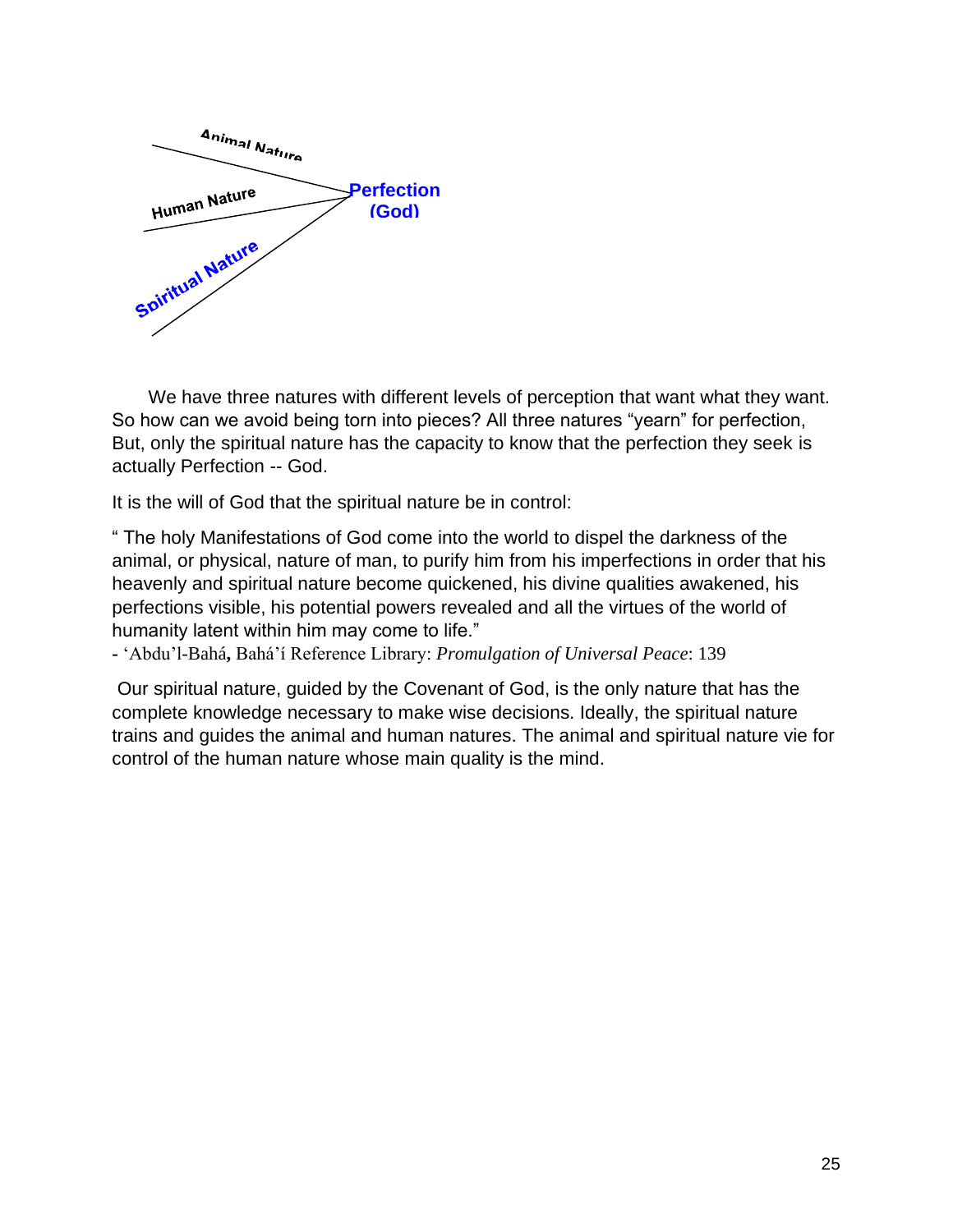Animal Nature

Human Nature

Spiritual Nature

Perfection (God)

We have three natures with different levels of perception that want what they want. So how can we avoid being torn into pieces? All three natures "yearn" for perfection, But, only the spiritual nature has the capacity to know that the perfection they seek is actually Perfection -- God.

It is the will of God that the spiritual nature be in control:

" The holy Manifestations of God come into the world to dispel the darkness of the animal, or physical, nature of man, to purify him from his imperfections in order that his heavenly and spiritual nature become quickened, his divine qualities awakened, his perfections visible, his potential powers revealed and all the virtues of the world of humanity latent within him may come to life."
- 'Abdu'l-Bahá**,** Bahá'í Reference Library: *Promulgation of Universal Peace*: 139

Our spiritual nature, guided by the Covenant of God, is the only nature that has the complete knowledge necessary to make wise decisions. Ideally, the spiritual nature trains and guides the animal and human natures. The animal and spiritual nature vie for control of the human nature whose main quality is the mind.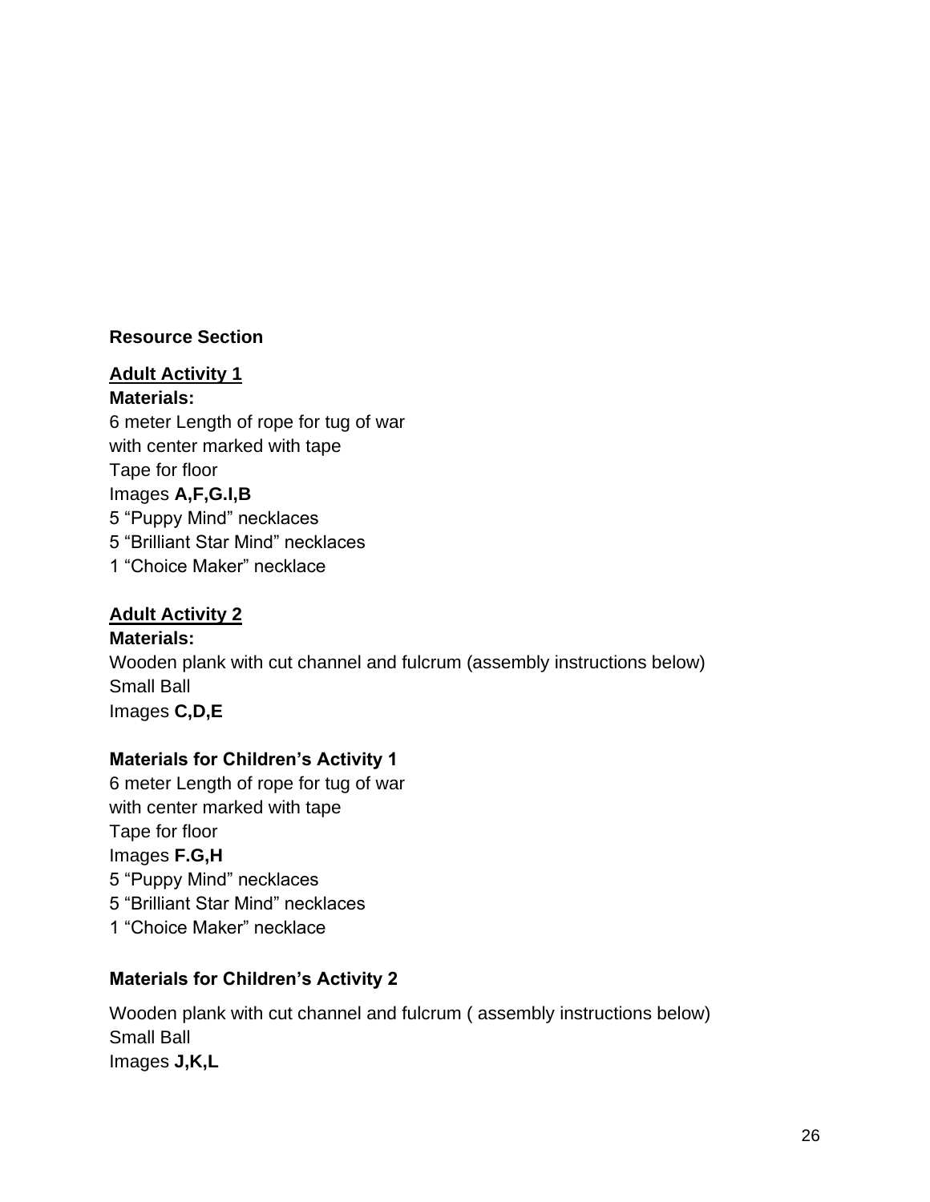**Resource Section**

**Adult Activity 1**

**Materials:**

6 meter Length of rope for tug of war
with center marked with tape
Tape for floor
Images **A,F,G.I,B**
5 “Puppy Mind” necklaces
5 “Brilliant Star Mind” necklaces
1 “Choice Maker” necklace

**Adult Activity 2**

**Materials:**

Wooden plank with cut channel and fulcrum (assembly instructions below)
Small Ball
Images **C,D,E**

**Materials for Children’s Activity 1**

6 meter Length of rope for tug of war
with center marked with tape
Tape for floor
Images **F.G,H**
5 “Puppy Mind” necklaces
5 “Brilliant Star Mind” necklaces
1 “Choice Maker” necklace

**Materials for Children’s Activity 2**

Wooden plank with cut channel and fulcrum ( assembly instructions below)
Small Ball
Images **J,K,L**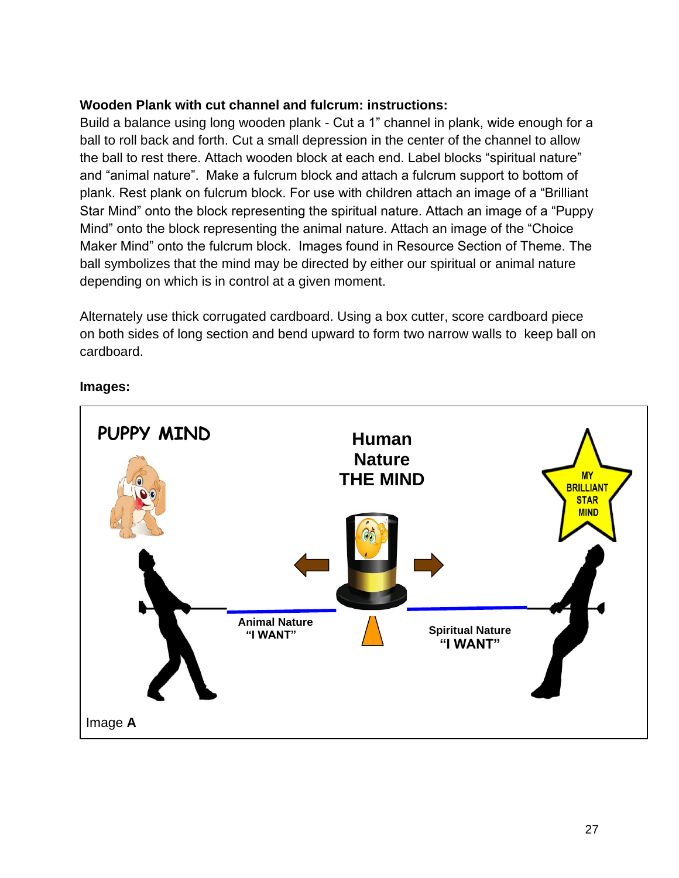**Wooden Plank with cut channel and fulcrum: instructions:**

Build a balance using long wooden plank - Cut a 1" channel in plank, wide enough for a ball to roll back and forth. Cut a small depression in the center of the channel to allow the ball to rest there. Attach wooden block at each end. Label blocks "spiritual nature" and "animal nature". Make a fulcrum block and attach a fulcrum support to bottom of plank. Rest plank on fulcrum block. For use with children attach an image of a "Brilliant Star Mind" onto the block representing the spiritual nature. Attach an image of a "Puppy Mind" onto the block representing the animal nature. Attach an image of the "Choice Maker Mind" onto the fulcrum block. Images found in Resource Section of Theme. The ball symbolizes that the mind may be directed by either our spiritual or animal nature depending on which is in control at a given moment.

Alternately use thick corrugated cardboard. Using a box cutter, score cardboard piece on both sides of long section and bend upward to form two narrow walls to keep ball on cardboard.

**Images:**

PUPPY MIND

Human Nature THE MIND

MY BRILLIANT STAR MIND

Animal Nature "I WANT"

Spiritual Nature "I WANT"

Image **A**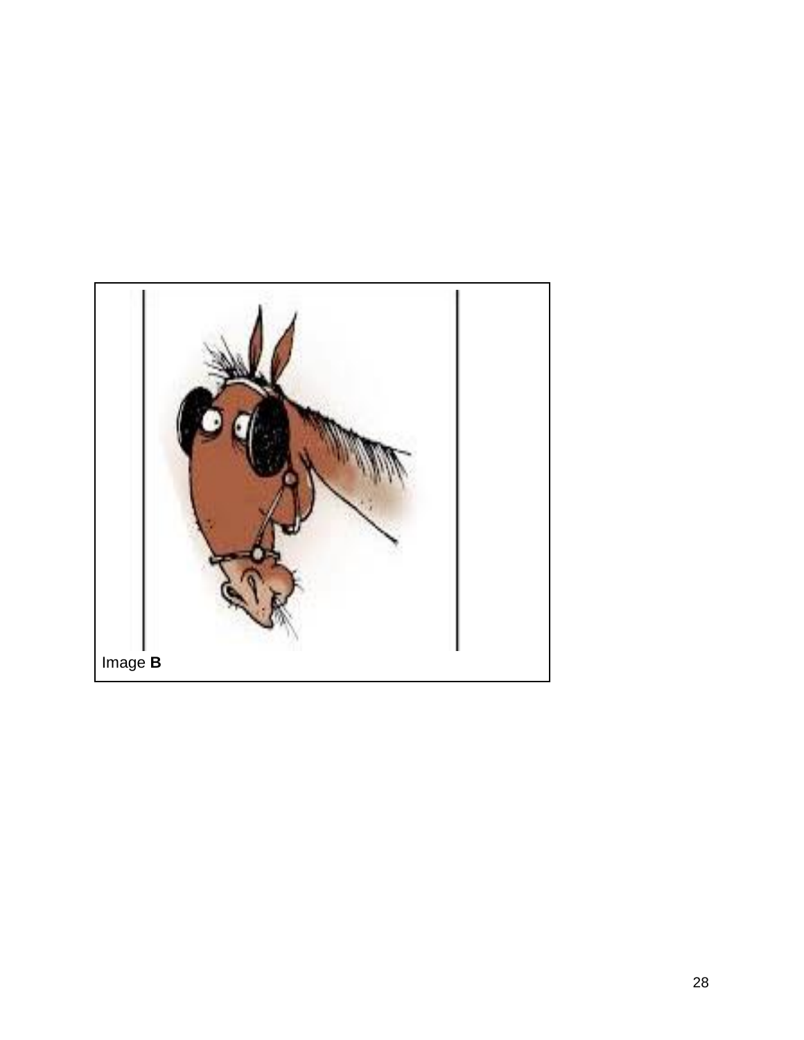Image **B**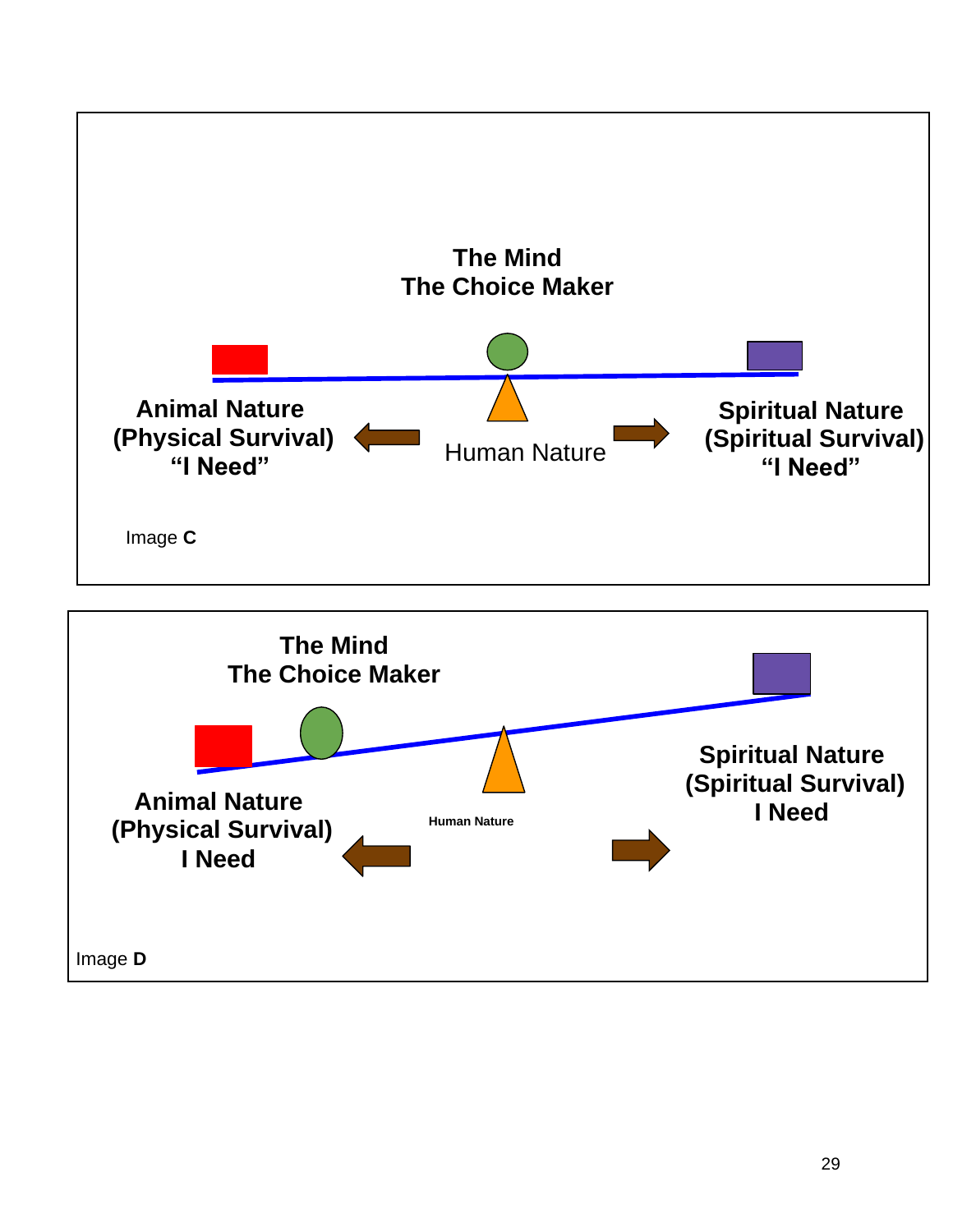The Mind
The Choice Maker

**Animal Nature**
**(Physical Survival)**
**"I Need"**

Human Nature

**Spiritual Nature**
**(Spiritual Survival)**
**"I Need"**

Image **C**

**The Mind**
**The Choice Maker**

**Animal Nature**
**(Physical Survival)**
**I Need**

**Human Nature**

**Spiritual Nature**
**(Spiritual Survival)**
**I Need**

Image **D**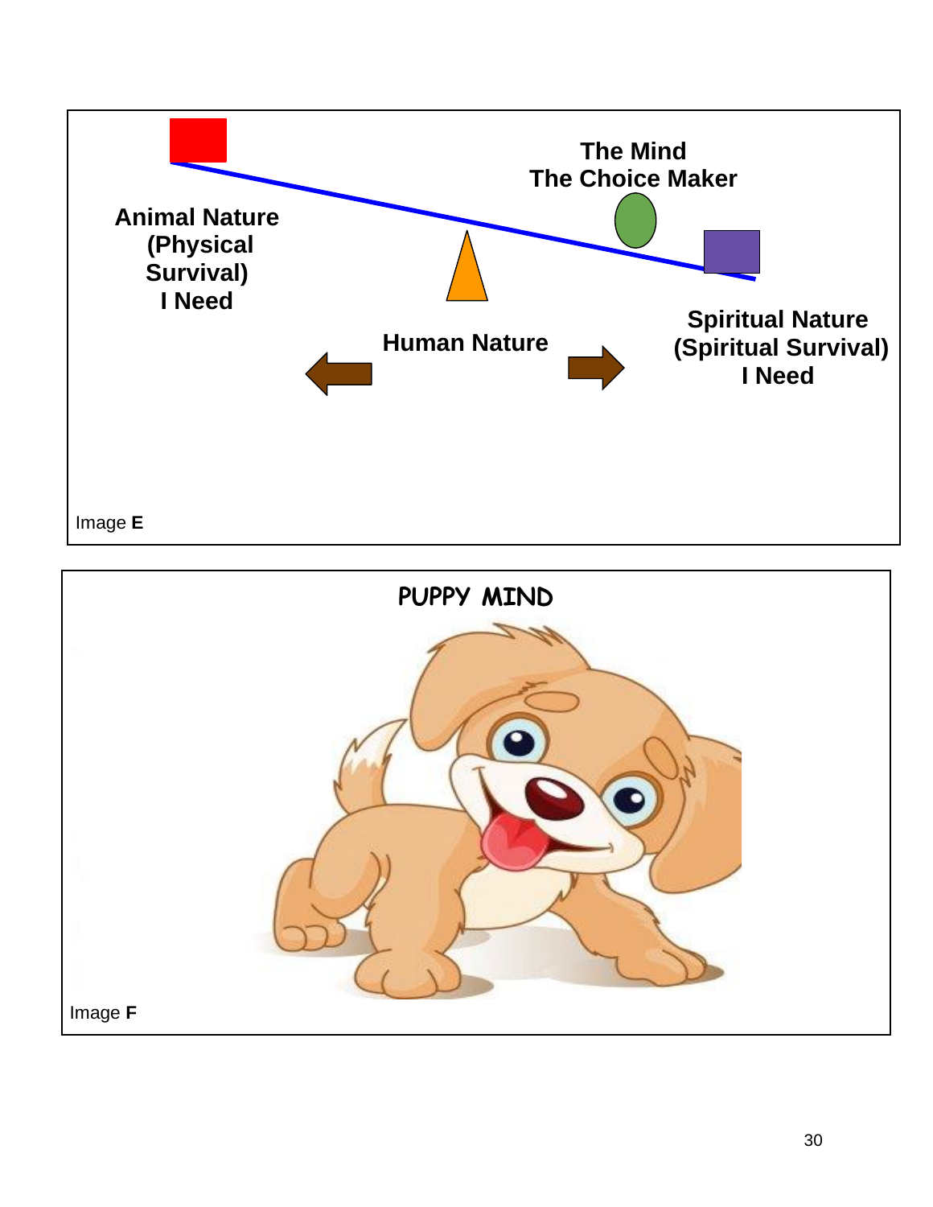The Mind
The Choice Maker

Animal Nature
(Physical
Survival)
I Need

Human Nature

Spiritual Nature
(Spiritual Survival)
I Need

Image **E**

PUPPY MIND

Image **F**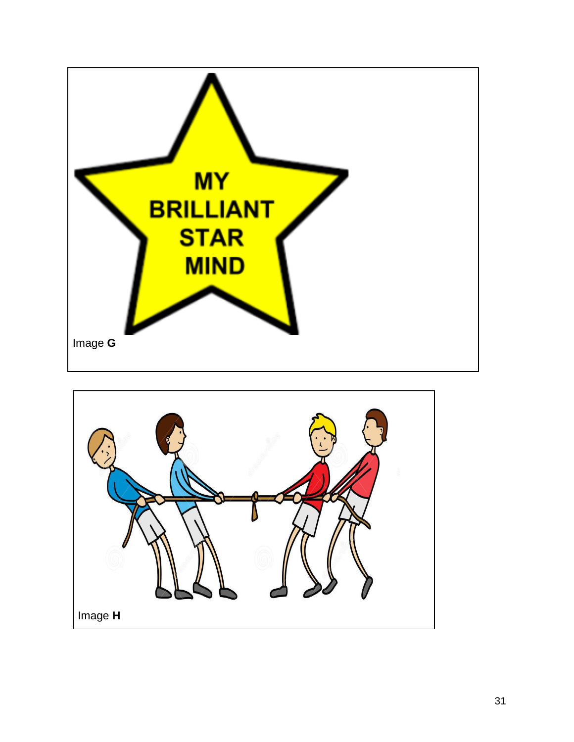MY
BRILLIANT
STAR
MIND

Image **G**

Image **H**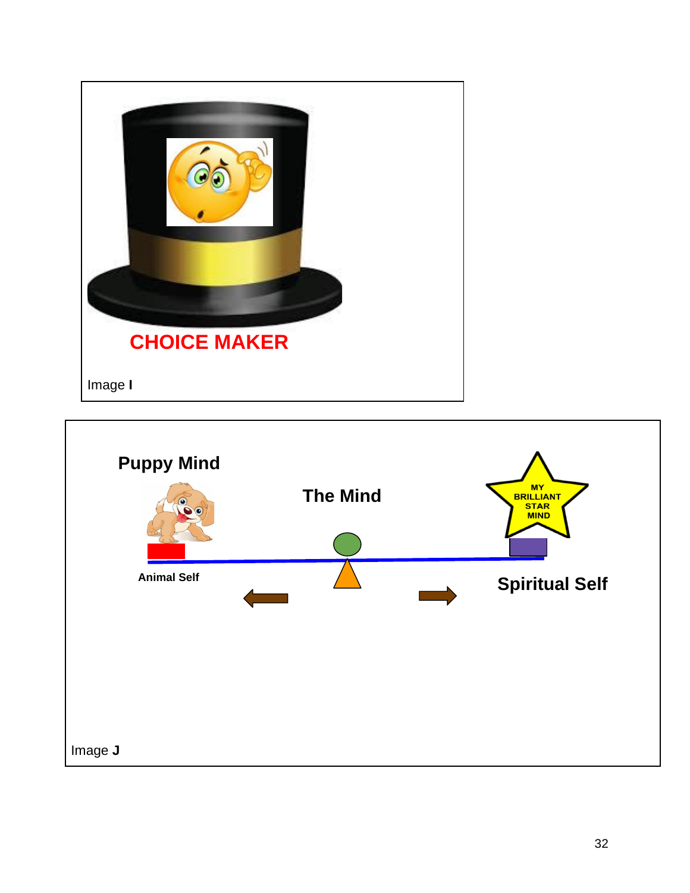CHOICE MAKER

Image **I**

Puppy Mind

The Mind

MY BRILLIANT STAR MIND

Animal Self

Spiritual Self

Image **J**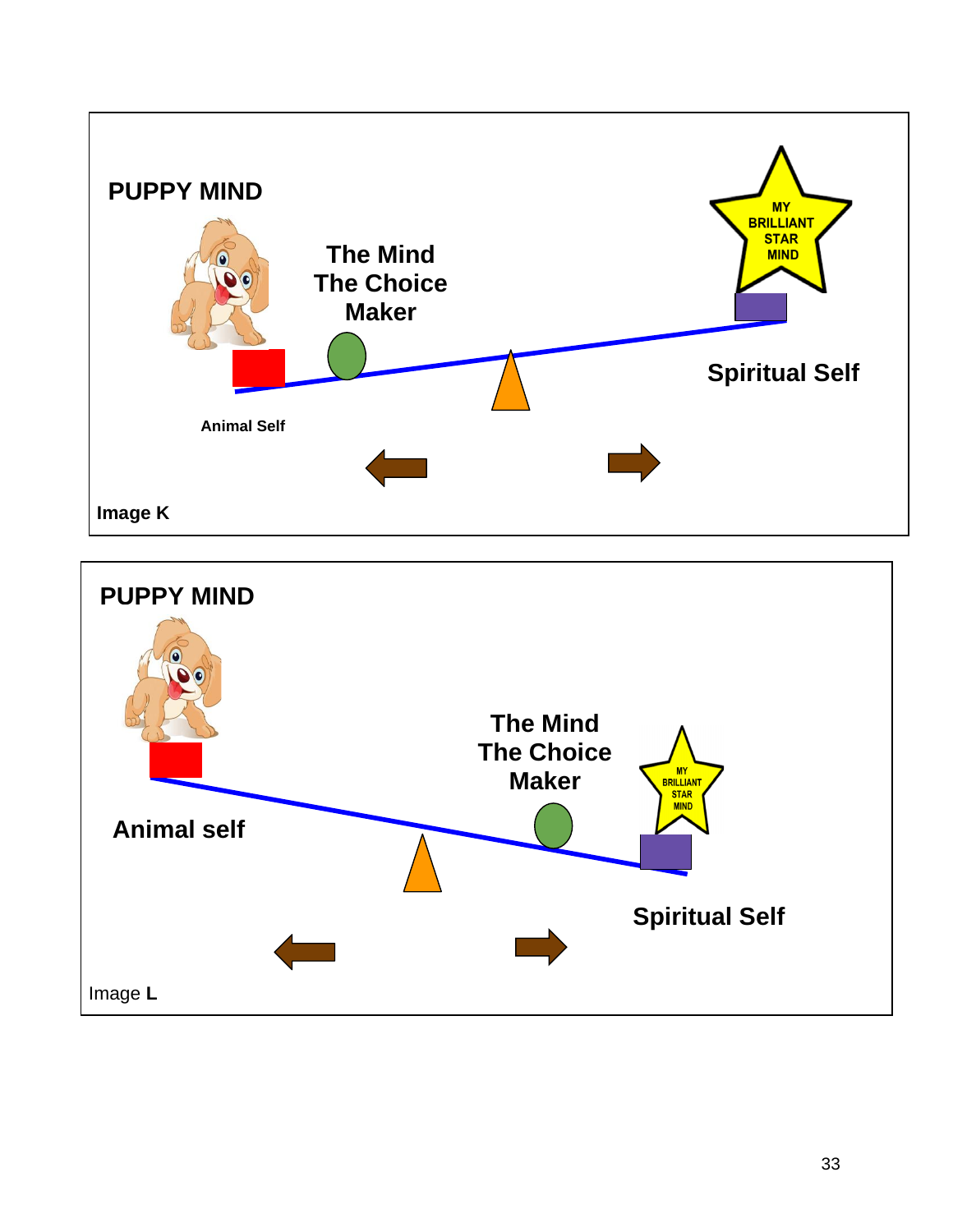PUPPY MIND

The Mind
The Choice
Maker

MY
BRILLIANT
STAR
MIND

Spiritual Self

Animal Self

Image K

PUPPY MIND

The Mind
The Choice
Maker

MY
BRILLIANT
STAR
MIND

Animal self

Spiritual Self

Image **L**